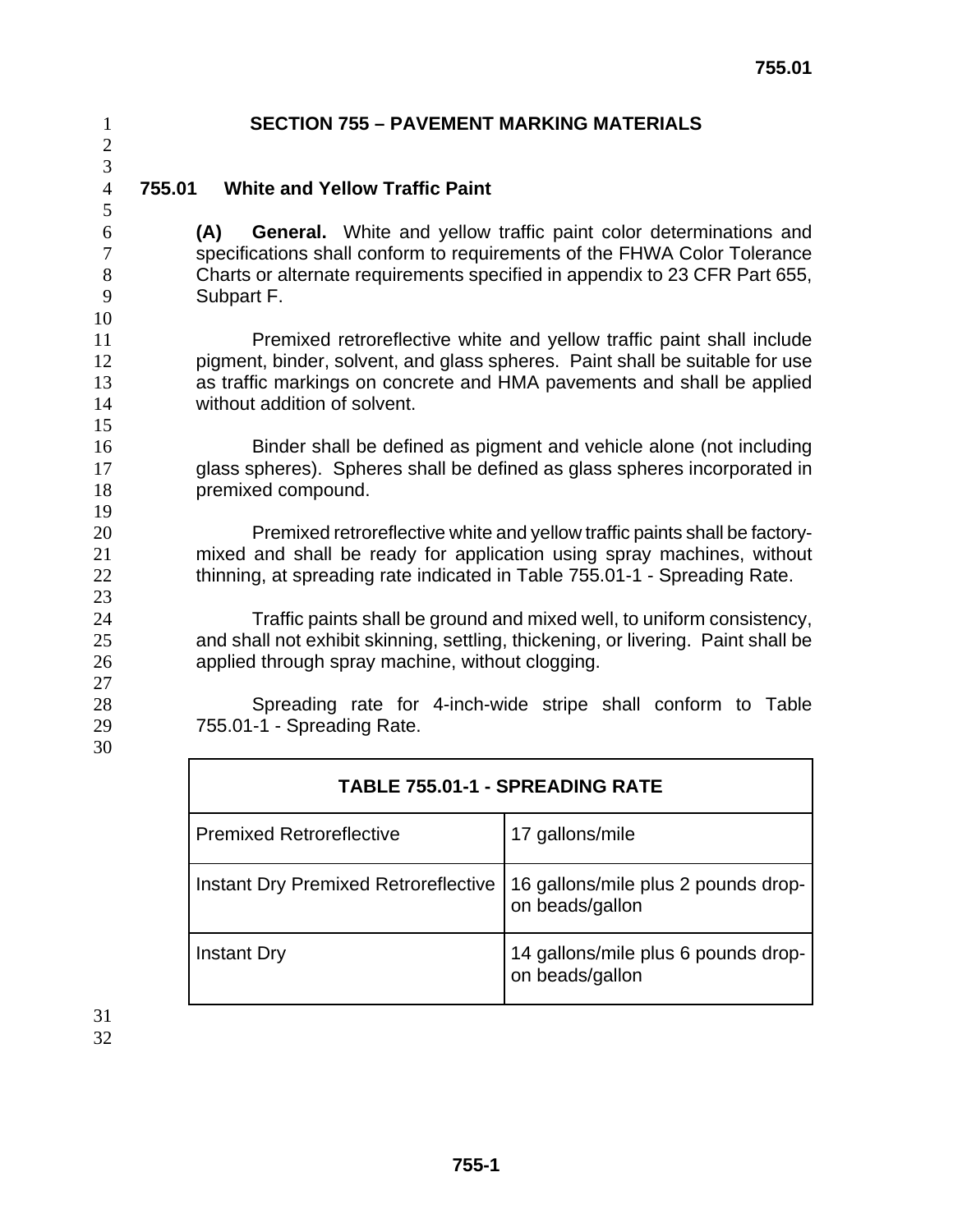# SECTION 755 – PAVEMENT MARKING MATERIALS

## 755.01 White and Yellow Traffic Paint

**(A) General.** White and yellow traffic paint color determinations and specifications shall conform to requirements of the FHWA Color Tolerance Charts or alternate requirements specified in appendix to 23 CFR Part 655, Subpart F.

Premixed retroreflective white and yellow traffic paint shall include pigment, binder, solvent, and glass spheres. Paint shall be suitable for use as traffic markings on concrete and HMA pavements and shall be applied without addition of solvent.

Binder shall be defined as pigment and vehicle alone (not including glass spheres). Spheres shall be defined as glass spheres incorporated in premixed compound.

Premixed retroreflective white and yellow traffic paints shall be factory-mixed and shall be ready for application using spray machines, without thinning, at spreading rate indicated in Table 755.01-1 - Spreading Rate.

Traffic paints shall be ground and mixed well, to uniform consistency, and shall not exhibit skinning, settling, thickening, or livering. Paint shall be applied through spray machine, without clogging.

Spreading rate for 4-inch-wide stripe shall conform to Table 755.01-1 - Spreading Rate.

| TABLE 755.01-1 - SPREADING RATE | |
|---|---|
| Premixed Retroreflective | 17 gallons/mile |
| Instant Dry Premixed Retroreflective | 16 gallons/mile plus 2 pounds drop-on beads/gallon |
| Instant Dry | 14 gallons/mile plus 6 pounds drop-on beads/gallon |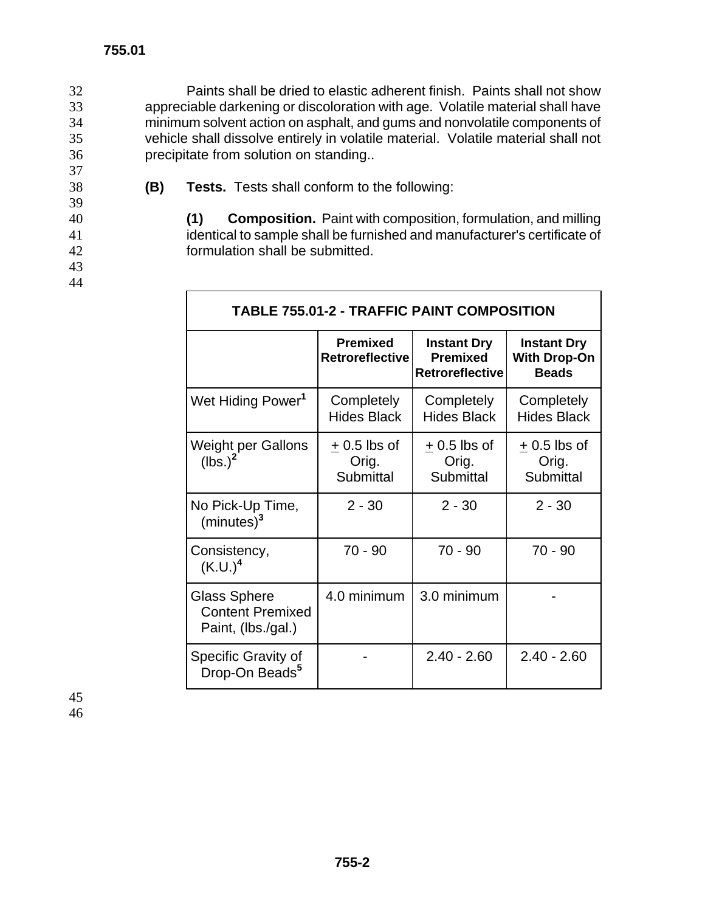Paints shall be dried to elastic adherent finish. Paints shall not show appreciable darkening or discoloration with age. Volatile material shall have minimum solvent action on asphalt, and gums and nonvolatile components of vehicle shall dissolve entirely in volatile material. Volatile material shall not precipitate from solution on standing..

**(B) Tests.** Tests shall conform to the following:

**(1) Composition.** Paint with composition, formulation, and milling identical to sample shall be furnished and manufacturer's certificate of formulation shall be submitted.

**TABLE 755.01-2 - TRAFFIC PAINT COMPOSITION**

| | Premixed Retroreflective | Instant Dry Premixed Retroreflective | Instant Dry With Drop-On Beads |
|---|---|---|---|
| Wet Hiding Power[1] | Completely Hides Black | Completely Hides Black | Completely Hides Black |
| Weight per Gallons (lbs.)[2] | ± 0.5 lbs of Orig. Submittal | ± 0.5 lbs of Orig. Submittal | ± 0.5 lbs of Orig. Submittal |
| No Pick-Up Time, (minutes)[3] | 2 - 30 | 2 - 30 | 2 - 30 |
| Consistency, (K.U.)[4] | 70 - 90 | 70 - 90 | 70 - 90 |
| Glass Sphere Content Premixed Paint, (lbs./gal.) | 4.0 minimum | 3.0 minimum | - |
| Specific Gravity of Drop-On Beads[5] | - | 2.40 - 2.60 | 2.40 - 2.60 |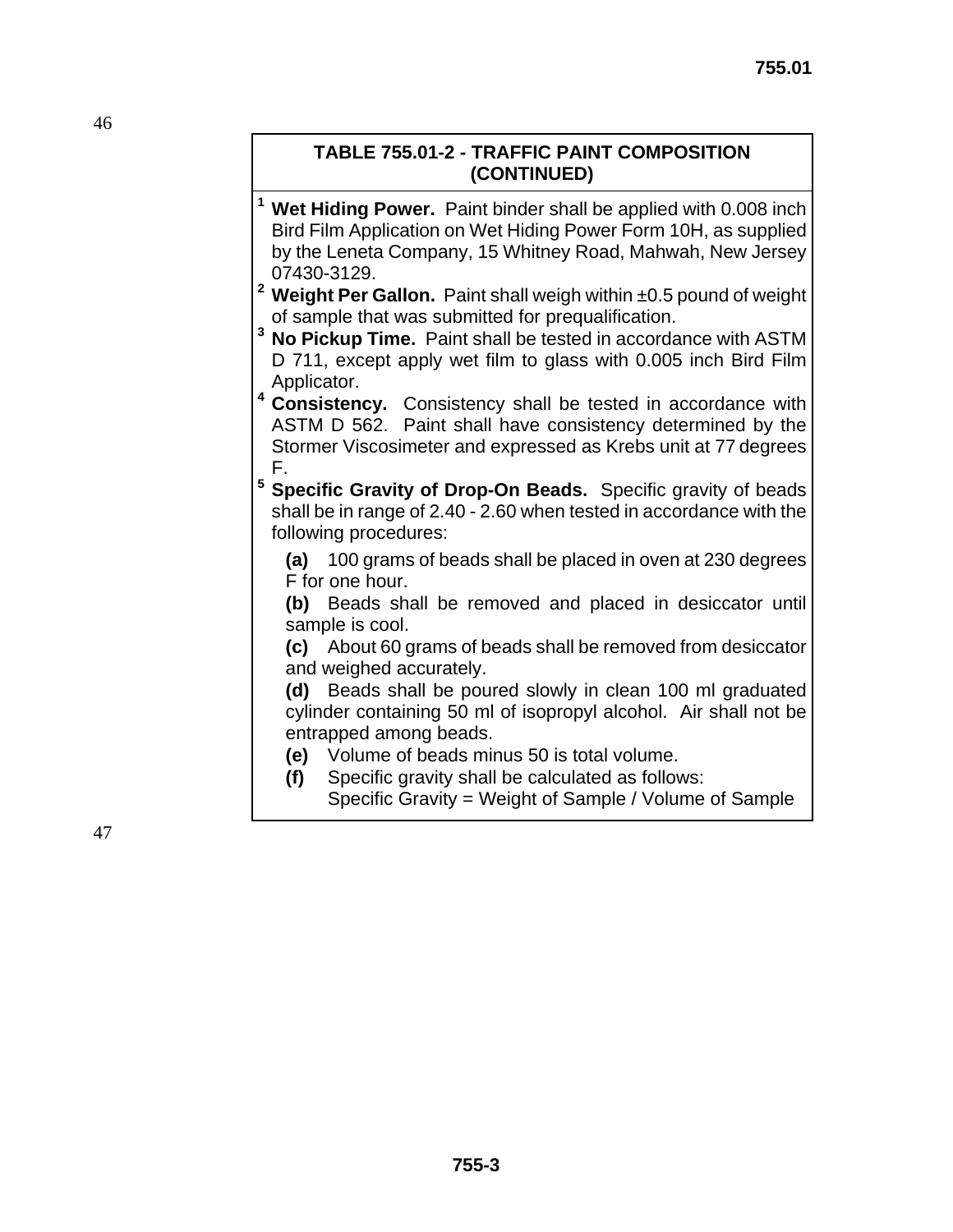## TABLE 755.01-2 - TRAFFIC PAINT COMPOSITION (CONTINUED)

[1] **Wet Hiding Power.** Paint binder shall be applied with 0.008 inch Bird Film Application on Wet Hiding Power Form 10H, as supplied by the Leneta Company, 15 Whitney Road, Mahwah, New Jersey 07430-3129.

[2] **Weight Per Gallon.** Paint shall weigh within ±0.5 pound of weight of sample that was submitted for prequalification.

[3] **No Pickup Time.** Paint shall be tested in accordance with ASTM D 711, except apply wet film to glass with 0.005 inch Bird Film Applicator.

[4] **Consistency.** Consistency shall be tested in accordance with ASTM D 562. Paint shall have consistency determined by the Stormer Viscosimeter and expressed as Krebs unit at 77 degrees F.

[5] **Specific Gravity of Drop-On Beads.** Specific gravity of beads shall be in range of 2.40 - 2.60 when tested in accordance with the following procedures:

**(a)** 100 grams of beads shall be placed in oven at 230 degrees F for one hour.

**(b)** Beads shall be removed and placed in desiccator until sample is cool.

**(c)** About 60 grams of beads shall be removed from desiccator and weighed accurately.

**(d)** Beads shall be poured slowly in clean 100 ml graduated cylinder containing 50 ml of isopropyl alcohol. Air shall not be entrapped among beads.

**(e)** Volume of beads minus 50 is total volume.

**(f)** Specific gravity shall be calculated as follows:
Specific Gravity = Weight of Sample / Volume of Sample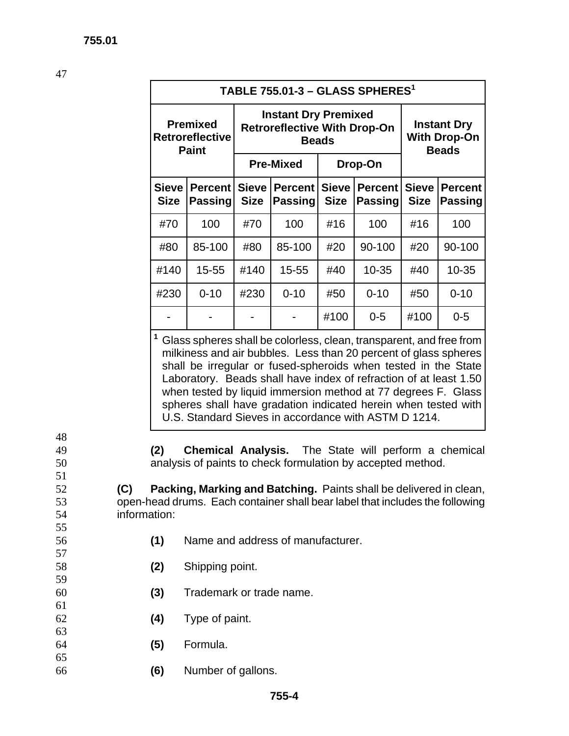| TABLE 755.01-3 – GLASS SPHERES[1] | | | | | | | |
|---|---|---|---|---|---|---|---|
| Premixed Retroreflective Paint | | Instant Dry Premixed Retroreflective With Drop-On Beads | | | | Instant Dry With Drop-On Beads | |
| | | Pre-Mixed | | Drop-On | | | |
| Sieve Size | Percent Passing | Sieve Size | Percent Passing | Sieve Size | Percent Passing | Sieve Size | Percent Passing |
| #70 | 100 | #70 | 100 | #16 | 100 | #16 | 100 |
| #80 | 85-100 | #80 | 85-100 | #20 | 90-100 | #20 | 90-100 |
| #140 | 15-55 | #140 | 15-55 | #40 | 10-35 | #40 | 10-35 |
| #230 | 0-10 | #230 | 0-10 | #50 | 0-10 | #50 | 0-10 |
| - | - | - | - | #100 | 0-5 | #100 | 0-5 |

[1] Glass spheres shall be colorless, clean, transparent, and free from milkiness and air bubbles. Less than 20 percent of glass spheres shall be irregular or fused-spheroids when tested in the State Laboratory. Beads shall have index of refraction of at least 1.50 when tested by liquid immersion method at 77 degrees F. Glass spheres shall have gradation indicated herein when tested with U.S. Standard Sieves in accordance with ASTM D 1214.

**(2) Chemical Analysis.** The State will perform a chemical analysis of paints to check formulation by accepted method.

**(C) Packing, Marking and Batching.** Paints shall be delivered in clean, open-head drums. Each container shall bear label that includes the following information:

**(1)** Name and address of manufacturer.

**(2)** Shipping point.

**(3)** Trademark or trade name.

**(4)** Type of paint.

**(5)** Formula.

**(6)** Number of gallons.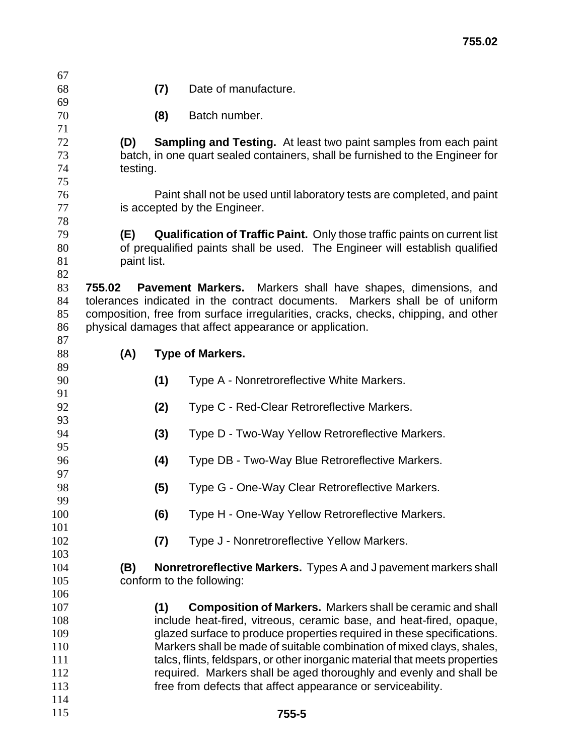**(7)** Date of manufacture.

**(8)** Batch number.

**(D) Sampling and Testing.** At least two paint samples from each paint batch, in one quart sealed containers, shall be furnished to the Engineer for testing.

Paint shall not be used until laboratory tests are completed, and paint is accepted by the Engineer.

**(E) Qualification of Traffic Paint.** Only those traffic paints on current list of prequalified paints shall be used. The Engineer will establish qualified paint list.

**755.02 Pavement Markers.** Markers shall have shapes, dimensions, and tolerances indicated in the contract documents. Markers shall be of uniform composition, free from surface irregularities, cracks, checks, chipping, and other physical damages that affect appearance or application.

**(A) Type of Markers.**

**(1)** Type A - Nonretroreflective White Markers.

**(2)** Type C - Red-Clear Retroreflective Markers.

**(3)** Type D - Two-Way Yellow Retroreflective Markers.

**(4)** Type DB - Two-Way Blue Retroreflective Markers.

**(5)** Type G - One-Way Clear Retroreflective Markers.

**(6)** Type H - One-Way Yellow Retroreflective Markers.

**(7)** Type J - Nonretroreflective Yellow Markers.

**(B) Nonretroreflective Markers.** Types A and J pavement markers shall conform to the following:

**(1) Composition of Markers.** Markers shall be ceramic and shall include heat-fired, vitreous, ceramic base, and heat-fired, opaque, glazed surface to produce properties required in these specifications. Markers shall be made of suitable combination of mixed clays, shales, talcs, flints, feldspars, or other inorganic material that meets properties required. Markers shall be aged thoroughly and evenly and shall be free from defects that affect appearance or serviceability.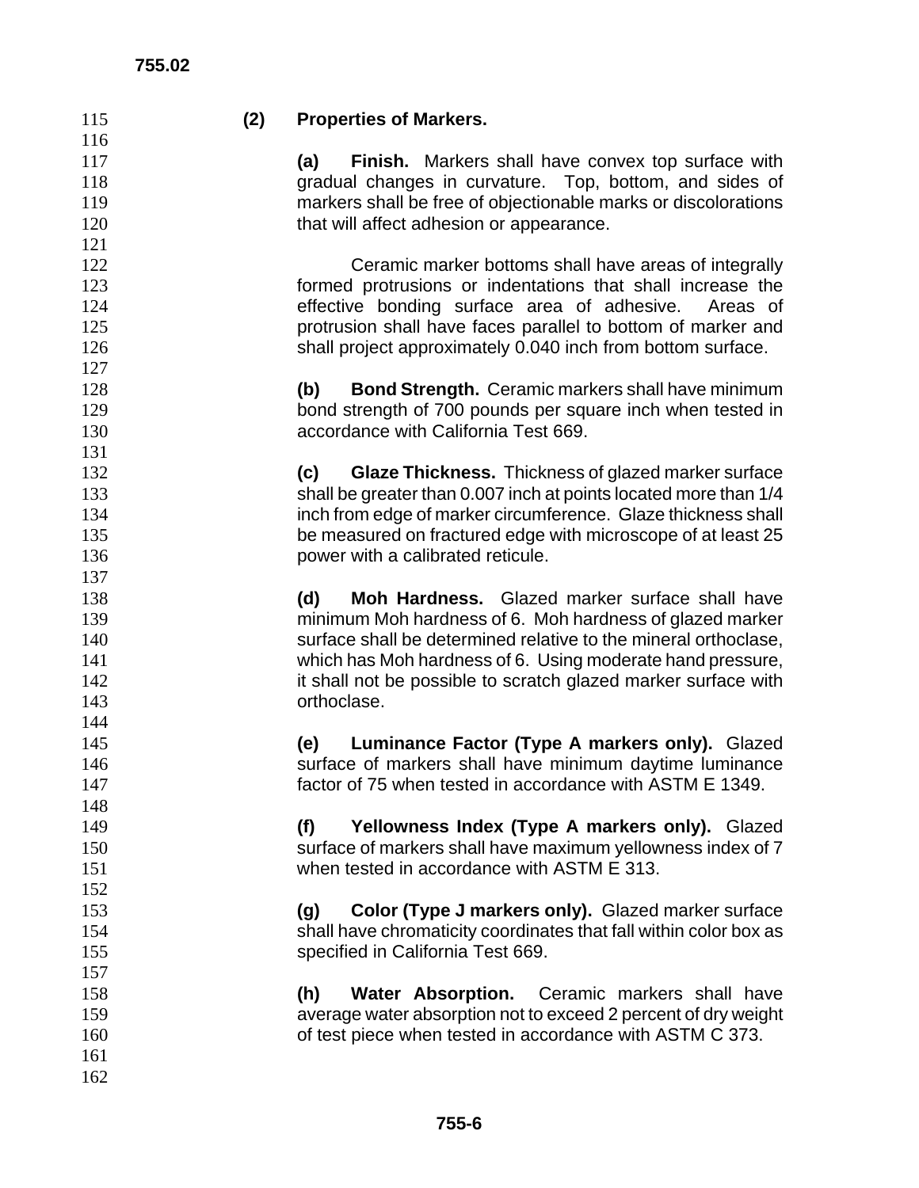**(2) Properties of Markers.**

**(a) Finish.** Markers shall have convex top surface with gradual changes in curvature. Top, bottom, and sides of markers shall be free of objectionable marks or discolorations that will affect adhesion or appearance.

Ceramic marker bottoms shall have areas of integrally formed protrusions or indentations that shall increase the effective bonding surface area of adhesive. Areas of protrusion shall have faces parallel to bottom of marker and shall project approximately 0.040 inch from bottom surface.

**(b) Bond Strength.** Ceramic markers shall have minimum bond strength of 700 pounds per square inch when tested in accordance with California Test 669.

**(c) Glaze Thickness.** Thickness of glazed marker surface shall be greater than 0.007 inch at points located more than 1/4 inch from edge of marker circumference. Glaze thickness shall be measured on fractured edge with microscope of at least 25 power with a calibrated reticule.

**(d) Moh Hardness.** Glazed marker surface shall have minimum Moh hardness of 6. Moh hardness of glazed marker surface shall be determined relative to the mineral orthoclase, which has Moh hardness of 6. Using moderate hand pressure, it shall not be possible to scratch glazed marker surface with orthoclase.

**(e) Luminance Factor (Type A markers only).** Glazed surface of markers shall have minimum daytime luminance factor of 75 when tested in accordance with ASTM E 1349.

**(f) Yellowness Index (Type A markers only).** Glazed surface of markers shall have maximum yellowness index of 7 when tested in accordance with ASTM E 313.

**(g) Color (Type J markers only).** Glazed marker surface shall have chromaticity coordinates that fall within color box as specified in California Test 669.

**(h) Water Absorption.** Ceramic markers shall have average water absorption not to exceed 2 percent of dry weight of test piece when tested in accordance with ASTM C 373.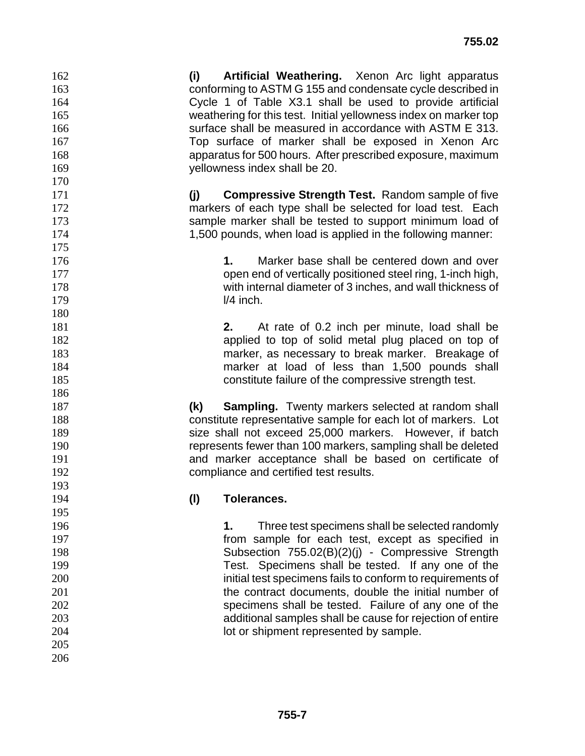**(i) Artificial Weathering.** Xenon Arc light apparatus conforming to ASTM G 155 and condensate cycle described in Cycle 1 of Table X3.1 shall be used to provide artificial weathering for this test. Initial yellowness index on marker top surface shall be measured in accordance with ASTM E 313. Top surface of marker shall be exposed in Xenon Arc apparatus for 500 hours. After prescribed exposure, maximum yellowness index shall be 20.

**(j) Compressive Strength Test.** Random sample of five markers of each type shall be selected for load test. Each sample marker shall be tested to support minimum load of 1,500 pounds, when load is applied in the following manner:

**1.** Marker base shall be centered down and over open end of vertically positioned steel ring, 1-inch high, with internal diameter of 3 inches, and wall thickness of l/4 inch.

**2.** At rate of 0.2 inch per minute, load shall be applied to top of solid metal plug placed on top of marker, as necessary to break marker. Breakage of marker at load of less than 1,500 pounds shall constitute failure of the compressive strength test.

**(k) Sampling.** Twenty markers selected at random shall constitute representative sample for each lot of markers. Lot size shall not exceed 25,000 markers. However, if batch represents fewer than 100 markers, sampling shall be deleted and marker acceptance shall be based on certificate of compliance and certified test results.

**(l) Tolerances.**

**1.** Three test specimens shall be selected randomly from sample for each test, except as specified in Subsection 755.02(B)(2)(j) - Compressive Strength Test. Specimens shall be tested. If any one of the initial test specimens fails to conform to requirements of the contract documents, double the initial number of specimens shall be tested. Failure of any one of the additional samples shall be cause for rejection of entire lot or shipment represented by sample.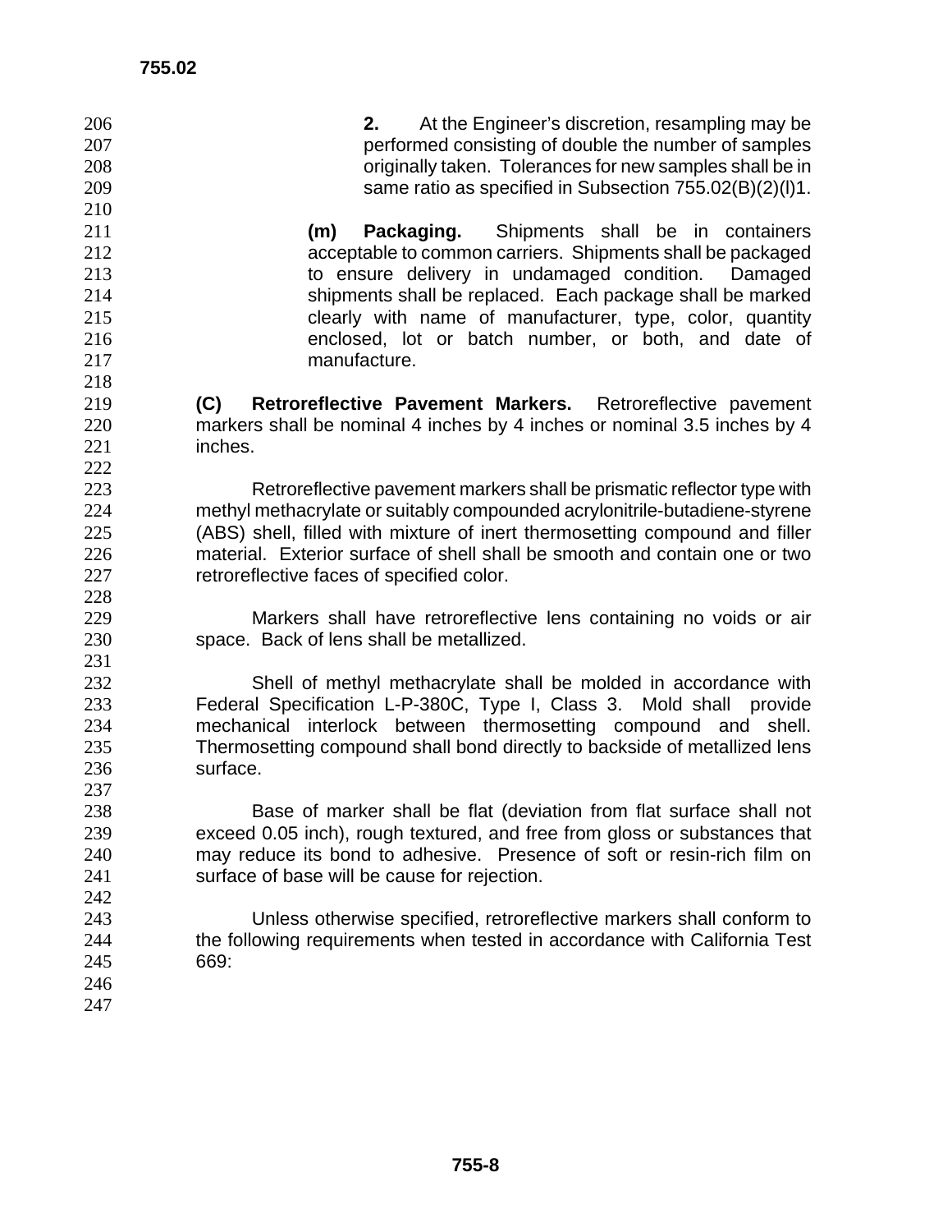**2.** At the Engineer's discretion, resampling may be performed consisting of double the number of samples originally taken. Tolerances for new samples shall be in same ratio as specified in Subsection 755.02(B)(2)(l)1.

**(m) Packaging.** Shipments shall be in containers acceptable to common carriers. Shipments shall be packaged to ensure delivery in undamaged condition. Damaged shipments shall be replaced. Each package shall be marked clearly with name of manufacturer, type, color, quantity enclosed, lot or batch number, or both, and date of manufacture.

**(C) Retroreflective Pavement Markers.** Retroreflective pavement markers shall be nominal 4 inches by 4 inches or nominal 3.5 inches by 4 inches.

Retroreflective pavement markers shall be prismatic reflector type with methyl methacrylate or suitably compounded acrylonitrile-butadiene-styrene (ABS) shell, filled with mixture of inert thermosetting compound and filler material. Exterior surface of shell shall be smooth and contain one or two retroreflective faces of specified color.

Markers shall have retroreflective lens containing no voids or air space. Back of lens shall be metallized.

Shell of methyl methacrylate shall be molded in accordance with Federal Specification L-P-380C, Type I, Class 3. Mold shall provide mechanical interlock between thermosetting compound and shell. Thermosetting compound shall bond directly to backside of metallized lens surface.

Base of marker shall be flat (deviation from flat surface shall not exceed 0.05 inch), rough textured, and free from gloss or substances that may reduce its bond to adhesive. Presence of soft or resin-rich film on surface of base will be cause for rejection.

Unless otherwise specified, retroreflective markers shall conform to the following requirements when tested in accordance with California Test 669: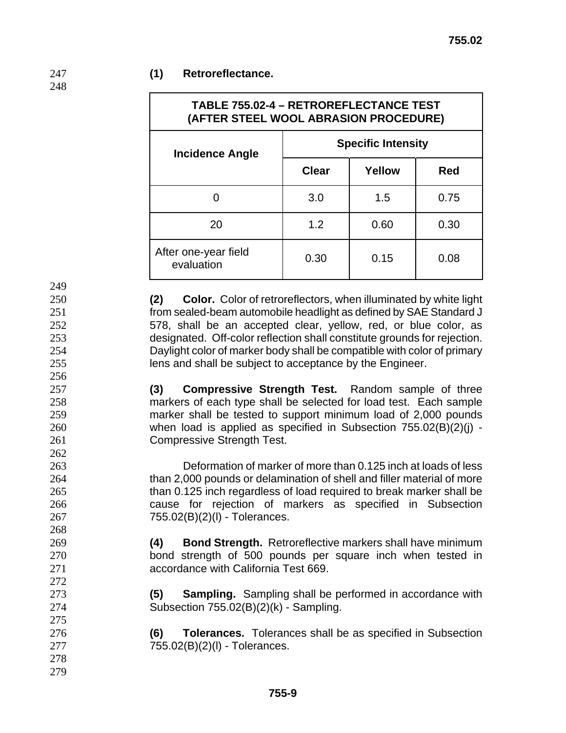**(1) Retroreflectance.**

| TABLE 755.02-4 – RETROREFLECTANCE TEST (AFTER STEEL WOOL ABRASION PROCEDURE) | | | |
|---|---|---|---|
| **Incidence Angle** | **Specific Intensity** | | |
| | **Clear** | **Yellow** | **Red** |
| 0 | 3.0 | 1.5 | 0.75 |
| 20 | 1.2 | 0.60 | 0.30 |
| After one-year field evaluation | 0.30 | 0.15 | 0.08 |

**(2) Color.** Color of retroreflectors, when illuminated by white light from sealed-beam automobile headlight as defined by SAE Standard J 578, shall be an accepted clear, yellow, red, or blue color, as designated. Off-color reflection shall constitute grounds for rejection. Daylight color of marker body shall be compatible with color of primary lens and shall be subject to acceptance by the Engineer.

**(3) Compressive Strength Test.** Random sample of three markers of each type shall be selected for load test. Each sample marker shall be tested to support minimum load of 2,000 pounds when load is applied as specified in Subsection 755.02(B)(2)(j) - Compressive Strength Test.

Deformation of marker of more than 0.125 inch at loads of less than 2,000 pounds or delamination of shell and filler material of more than 0.125 inch regardless of load required to break marker shall be cause for rejection of markers as specified in Subsection 755.02(B)(2)(l) - Tolerances.

**(4) Bond Strength.** Retroreflective markers shall have minimum bond strength of 500 pounds per square inch when tested in accordance with California Test 669.

**(5) Sampling.** Sampling shall be performed in accordance with Subsection 755.02(B)(2)(k) - Sampling.

**(6) Tolerances.** Tolerances shall be as specified in Subsection 755.02(B)(2)(l) - Tolerances.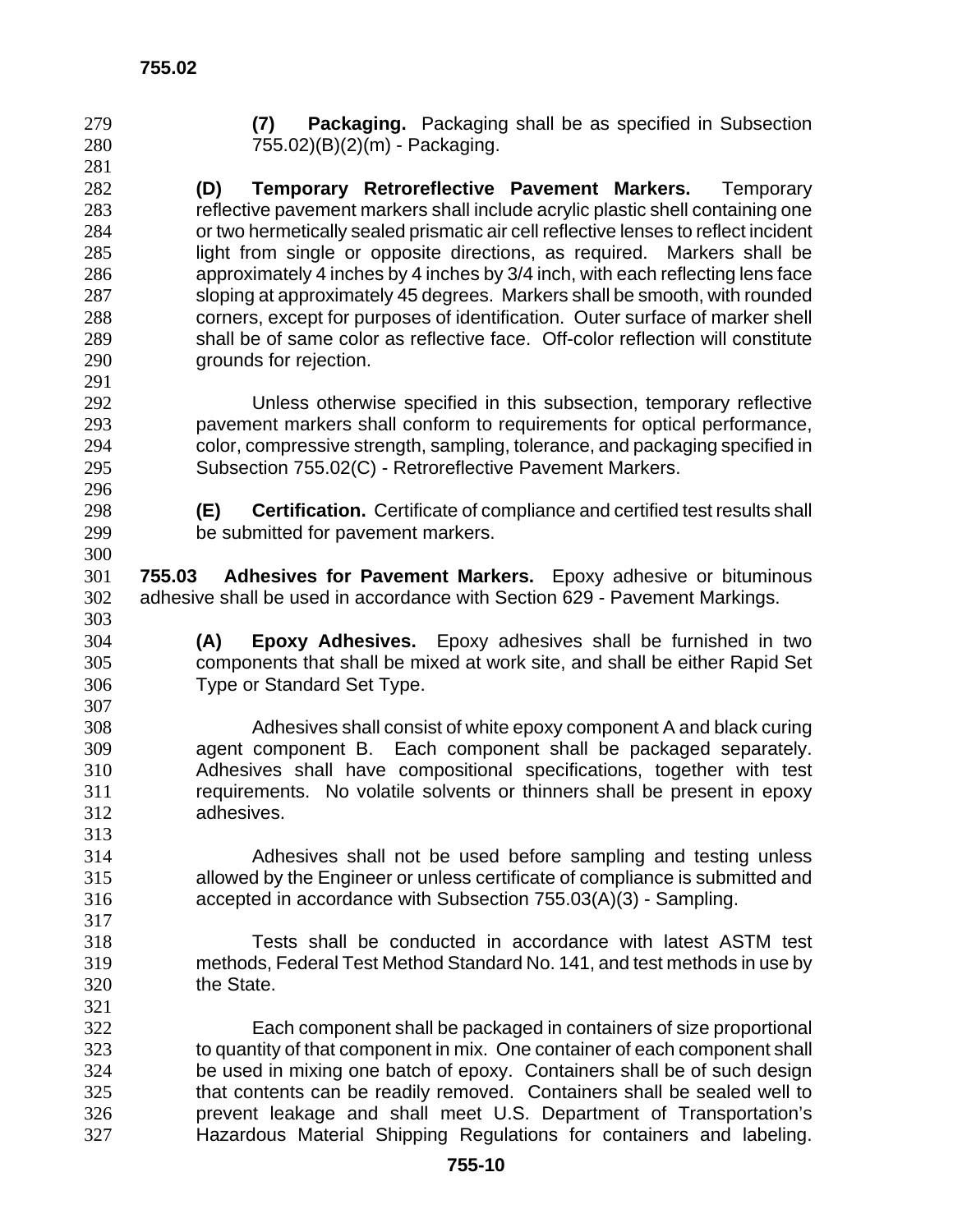**(7) Packaging.** Packaging shall be as specified in Subsection 755.02)(B)(2)(m) - Packaging.

**(D) Temporary Retroreflective Pavement Markers.** Temporary reflective pavement markers shall include acrylic plastic shell containing one or two hermetically sealed prismatic air cell reflective lenses to reflect incident light from single or opposite directions, as required. Markers shall be approximately 4 inches by 4 inches by 3/4 inch, with each reflecting lens face sloping at approximately 45 degrees. Markers shall be smooth, with rounded corners, except for purposes of identification. Outer surface of marker shell shall be of same color as reflective face. Off-color reflection will constitute grounds for rejection.

Unless otherwise specified in this subsection, temporary reflective pavement markers shall conform to requirements for optical performance, color, compressive strength, sampling, tolerance, and packaging specified in Subsection 755.02(C) - Retroreflective Pavement Markers.

**(E) Certification.** Certificate of compliance and certified test results shall be submitted for pavement markers.

**755.03 Adhesives for Pavement Markers.** Epoxy adhesive or bituminous adhesive shall be used in accordance with Section 629 - Pavement Markings.

**(A) Epoxy Adhesives.** Epoxy adhesives shall be furnished in two components that shall be mixed at work site, and shall be either Rapid Set Type or Standard Set Type.

Adhesives shall consist of white epoxy component A and black curing agent component B. Each component shall be packaged separately. Adhesives shall have compositional specifications, together with test requirements. No volatile solvents or thinners shall be present in epoxy adhesives.

Adhesives shall not be used before sampling and testing unless allowed by the Engineer or unless certificate of compliance is submitted and accepted in accordance with Subsection 755.03(A)(3) - Sampling.

Tests shall be conducted in accordance with latest ASTM test methods, Federal Test Method Standard No. 141, and test methods in use by the State.

Each component shall be packaged in containers of size proportional to quantity of that component in mix. One container of each component shall be used in mixing one batch of epoxy. Containers shall be of such design that contents can be readily removed. Containers shall be sealed well to prevent leakage and shall meet U.S. Department of Transportation's Hazardous Material Shipping Regulations for containers and labeling.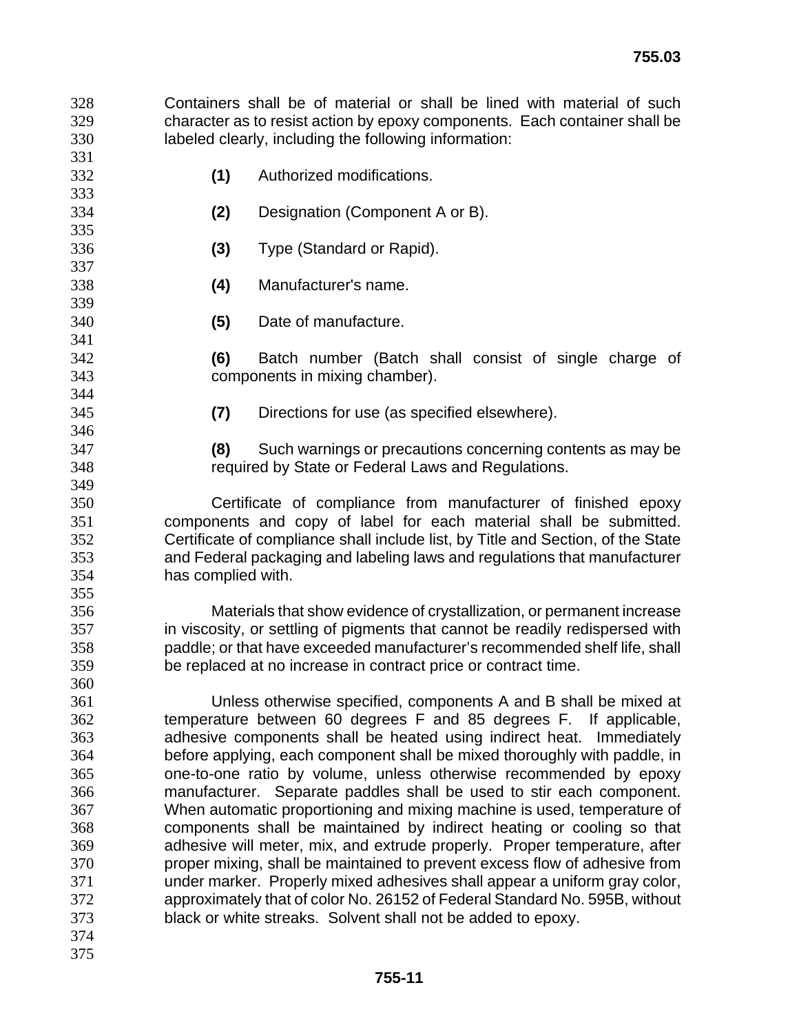Containers shall be of material or shall be lined with material of such character as to resist action by epoxy components. Each container shall be labeled clearly, including the following information:

**(1)** Authorized modifications.

**(2)** Designation (Component A or B).

**(3)** Type (Standard or Rapid).

**(4)** Manufacturer's name.

**(5)** Date of manufacture.

**(6)** Batch number (Batch shall consist of single charge of components in mixing chamber).

**(7)** Directions for use (as specified elsewhere).

**(8)** Such warnings or precautions concerning contents as may be required by State or Federal Laws and Regulations.

Certificate of compliance from manufacturer of finished epoxy components and copy of label for each material shall be submitted. Certificate of compliance shall include list, by Title and Section, of the State and Federal packaging and labeling laws and regulations that manufacturer has complied with.

Materials that show evidence of crystallization, or permanent increase in viscosity, or settling of pigments that cannot be readily redispersed with paddle; or that have exceeded manufacturer's recommended shelf life, shall be replaced at no increase in contract price or contract time.

Unless otherwise specified, components A and B shall be mixed at temperature between 60 degrees F and 85 degrees F. If applicable, adhesive components shall be heated using indirect heat. Immediately before applying, each component shall be mixed thoroughly with paddle, in one-to-one ratio by volume, unless otherwise recommended by epoxy manufacturer. Separate paddles shall be used to stir each component. When automatic proportioning and mixing machine is used, temperature of components shall be maintained by indirect heating or cooling so that adhesive will meter, mix, and extrude properly. Proper temperature, after proper mixing, shall be maintained to prevent excess flow of adhesive from under marker. Properly mixed adhesives shall appear a uniform gray color, approximately that of color No. 26152 of Federal Standard No. 595B, without black or white streaks. Solvent shall not be added to epoxy.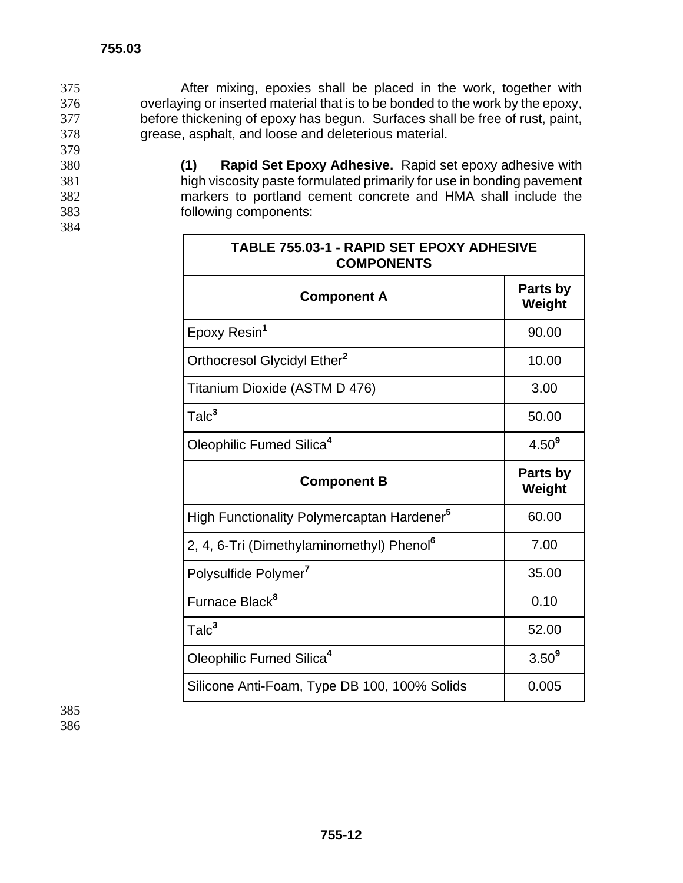After mixing, epoxies shall be placed in the work, together with overlaying or inserted material that is to be bonded to the work by the epoxy, before thickening of epoxy has begun. Surfaces shall be free of rust, paint, grease, asphalt, and loose and deleterious material.

**(1) Rapid Set Epoxy Adhesive.** Rapid set epoxy adhesive with high viscosity paste formulated primarily for use in bonding pavement markers to portland cement concrete and HMA shall include the following components:

| TABLE 755.03-1 - RAPID SET EPOXY ADHESIVE COMPONENTS | |
|---|---|
| **Component A** | **Parts by Weight** |
| Epoxy Resin[1] | 90.00 |
| Orthocresol Glycidyl Ether[2] | 10.00 |
| Titanium Dioxide (ASTM D 476) | 3.00 |
| Talc[3] | 50.00 |
| Oleophilic Fumed Silica[4] | 4.50[9] |
| **Component B** | **Parts by Weight** |
| High Functionality Polymercaptan Hardener[5] | 60.00 |
| 2, 4, 6-Tri (Dimethylaminomethyl) Phenol[6] | 7.00 |
| Polysulfide Polymer[7] | 35.00 |
| Furnace Black[8] | 0.10 |
| Talc[3] | 52.00 |
| Oleophilic Fumed Silica[4] | 3.50[9] |
| Silicone Anti-Foam, Type DB 100, 100% Solids | 0.005 |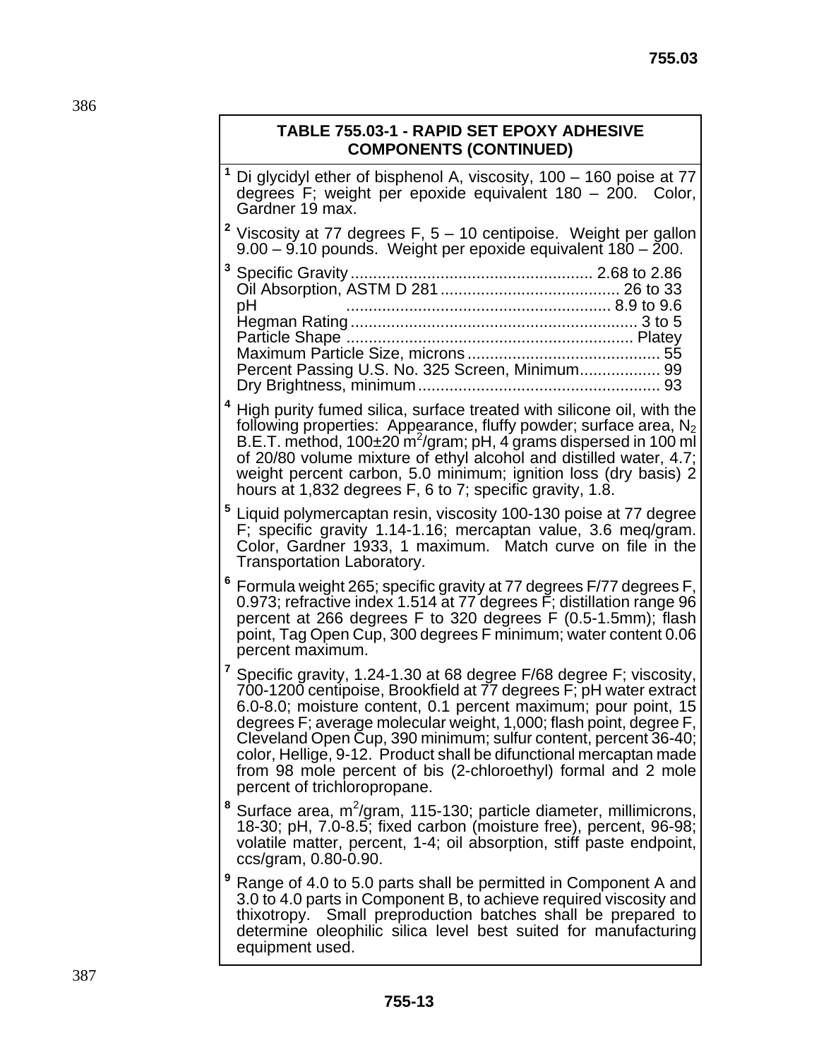**TABLE 755.03-1 - RAPID SET EPOXY ADHESIVE COMPONENTS (CONTINUED)**

[1] Di glycidyl ether of bisphenol A, viscosity, 100 – 160 poise at 77 degrees F; weight per epoxide equivalent 180 – 200. Color, Gardner 19 max.

[2] Viscosity at 77 degrees F, 5 – 10 centipoise. Weight per gallon 9.00 – 9.10 pounds. Weight per epoxide equivalent 180 – 200.

[3] Specific Gravity ..................................................... 2.68 to 2.86
Oil Absorption, ASTM D 281 ........................................ 26 to 33
pH .......................................................... 8.9 to 9.6
Hegman Rating ................................................................ 3 to 5
Particle Shape ............................................................... Platey
Maximum Particle Size, microns ........................................... 55
Percent Passing U.S. No. 325 Screen, Minimum.................. 99
Dry Brightness, minimum ..................................................... 93

[4] High purity fumed silica, surface treated with silicone oil, with the following properties: Appearance, fluffy powder; surface area, $N_2$ B.E.T. method, 100±20 $m^2$/gram; pH, 4 grams dispersed in 100 ml of 20/80 volume mixture of ethyl alcohol and distilled water, 4.7; weight percent carbon, 5.0 minimum; ignition loss (dry basis) 2 hours at 1,832 degrees F, 6 to 7; specific gravity, 1.8.

[5] Liquid polymercaptan resin, viscosity 100-130 poise at 77 degree F; specific gravity 1.14-1.16; mercaptan value, 3.6 meq/gram. Color, Gardner 1933, 1 maximum. Match curve on file in the Transportation Laboratory.

[6] Formula weight 265; specific gravity at 77 degrees F/77 degrees F, 0.973; refractive index 1.514 at 77 degrees F; distillation range 96 percent at 266 degrees F to 320 degrees F (0.5-1.5mm); flash point, Tag Open Cup, 300 degrees F minimum; water content 0.06 percent maximum.

[7] Specific gravity, 1.24-1.30 at 68 degree F/68 degree F; viscosity, 700-1200 centipoise, Brookfield at 77 degrees F; pH water extract 6.0-8.0; moisture content, 0.1 percent maximum; pour point, 15 degrees F; average molecular weight, 1,000; flash point, degree F, Cleveland Open Cup, 390 minimum; sulfur content, percent 36-40; color, Hellige, 9-12. Product shall be difunctional mercaptan made from 98 mole percent of bis (2-chloroethyl) formal and 2 mole percent of trichloropropane.

[8] Surface area, $m^2$/gram, 115-130; particle diameter, millimicrons, 18-30; pH, 7.0-8.5; fixed carbon (moisture free), percent, 96-98; volatile matter, percent, 1-4; oil absorption, stiff paste endpoint, ccs/gram, 0.80-0.90.

[9] Range of 4.0 to 5.0 parts shall be permitted in Component A and 3.0 to 4.0 parts in Component B, to achieve required viscosity and thixotropy. Small preproduction batches shall be prepared to determine oleophilic silica level best suited for manufacturing equipment used.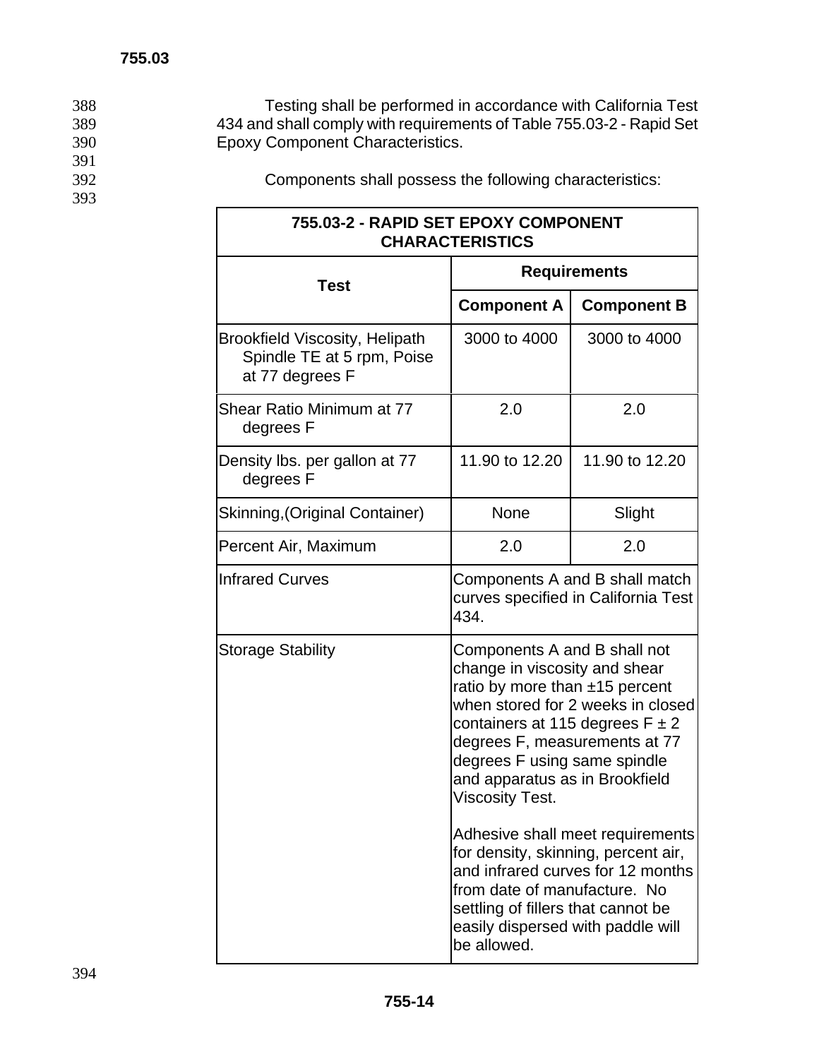Testing shall be performed in accordance with California Test 434 and shall comply with requirements of Table 755.03-2 - Rapid Set Epoxy Component Characteristics.

Components shall possess the following characteristics:

| 755.03-2 - RAPID SET EPOXY COMPONENT CHARACTERISTICS | | |
|---|---|---|
| **Test** | **Requirements** | |
| | **Component A** | **Component B** |
| Brookfield Viscosity, Helipath Spindle TE at 5 rpm, Poise at 77 degrees F | 3000 to 4000 | 3000 to 4000 |
| Shear Ratio Minimum at 77 degrees F | 2.0 | 2.0 |
| Density lbs. per gallon at 77 degrees F | 11.90 to 12.20 | 11.90 to 12.20 |
| Skinning,(Original Container) | None | Slight |
| Percent Air, Maximum | 2.0 | 2.0 |
| Infrared Curves | Components A and B shall match curves specified in California Test 434. | |
| Storage Stability | Components A and B shall not change in viscosity and shear ratio by more than ±15 percent when stored for 2 weeks in closed containers at 115 degrees F ± 2 degrees F, measurements at 77 degrees F using same spindle and apparatus as in Brookfield Viscosity Test. Adhesive shall meet requirements for density, skinning, percent air, and infrared curves for 12 months from date of manufacture. No settling of fillers that cannot be easily dispersed with paddle will be allowed. | |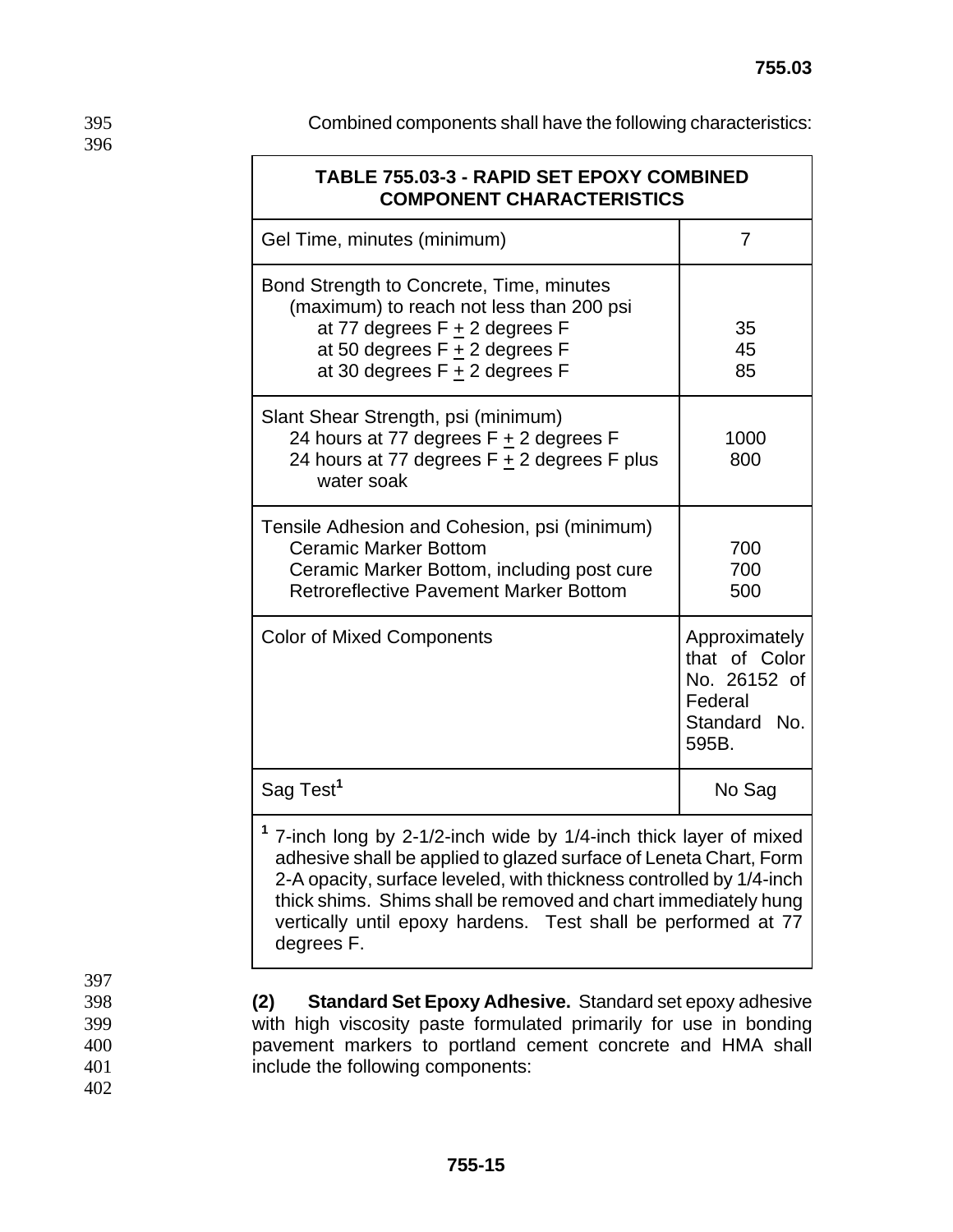Combined components shall have the following characteristics:

| TABLE 755.03-3 - RAPID SET EPOXY COMBINED COMPONENT CHARACTERISTICS | |
|---|---|
| Gel Time, minutes (minimum) | 7 |
| Bond Strength to Concrete, Time, minutes (maximum) to reach not less than 200 psi<br>at 77 degrees F ± 2 degrees F<br>at 50 degrees F ± 2 degrees F<br>at 30 degrees F ± 2 degrees F | <br><br>35<br>45<br>85 |
| Slant Shear Strength, psi (minimum)<br>24 hours at 77 degrees F ± 2 degrees F<br>24 hours at 77 degrees F ± 2 degrees F plus water soak | <br>1000<br>800 |
| Tensile Adhesion and Cohesion, psi (minimum)<br>Ceramic Marker Bottom<br>Ceramic Marker Bottom, including post cure<br>Retroreflective Pavement Marker Bottom | <br>700<br>700<br>500 |
| Color of Mixed Components | Approximately that of Color No. 26152 of Federal Standard No. 595B. |
| Sag Test[1] | No Sag |

[1] 7-inch long by 2-1/2-inch wide by 1/4-inch thick layer of mixed adhesive shall be applied to glazed surface of Leneta Chart, Form 2-A opacity, surface leveled, with thickness controlled by 1/4-inch thick shims. Shims shall be removed and chart immediately hung vertically until epoxy hardens. Test shall be performed at 77 degrees F.

**(2) Standard Set Epoxy Adhesive.** Standard set epoxy adhesive with high viscosity paste formulated primarily for use in bonding pavement markers to portland cement concrete and HMA shall include the following components: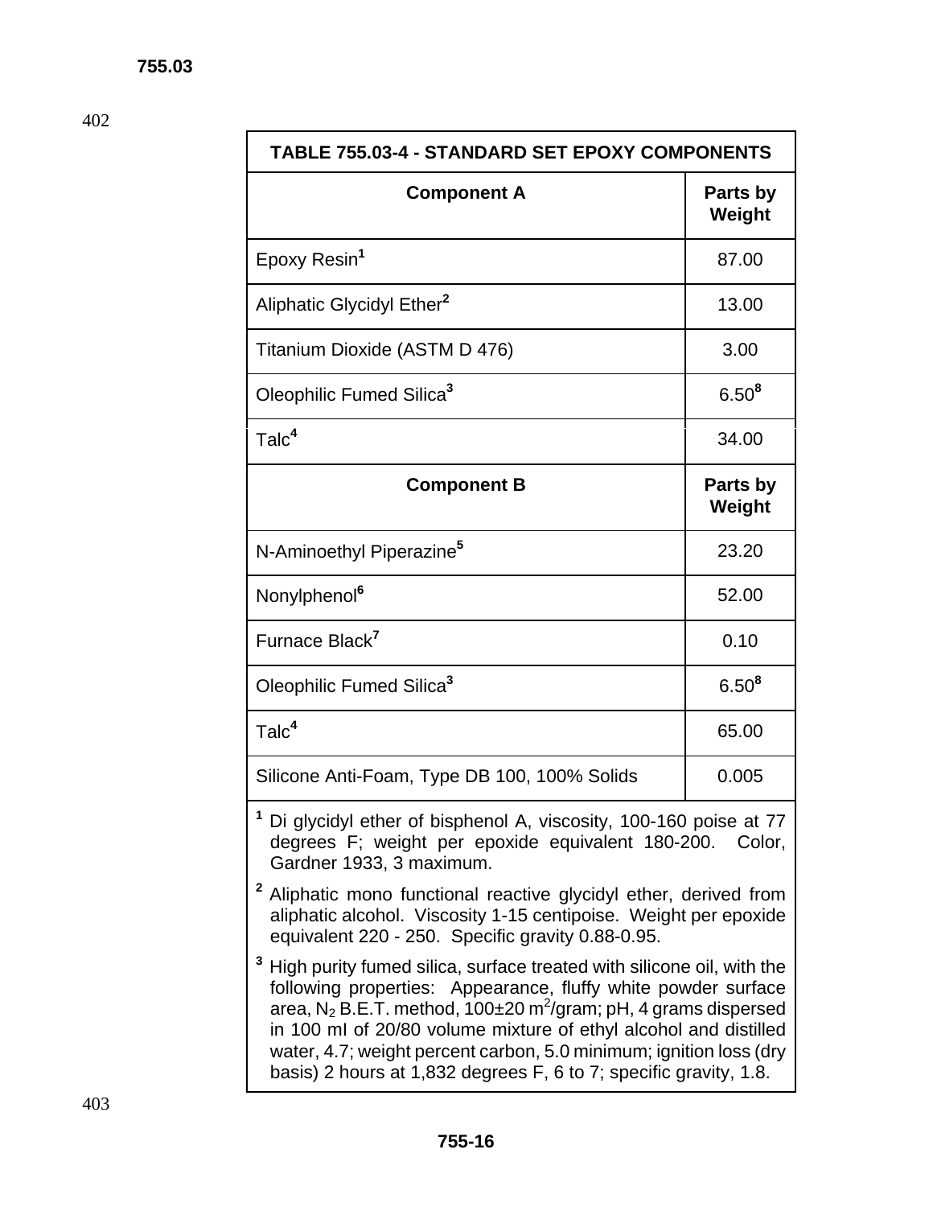| TABLE 755.03-4 - STANDARD SET EPOXY COMPONENTS | |
|---|---|
| **Component A** | **Parts by Weight** |
| Epoxy Resin[1] | 87.00 |
| Aliphatic Glycidyl Ether[2] | 13.00 |
| Titanium Dioxide (ASTM D 476) | 3.00 |
| Oleophilic Fumed Silica[3] | 6.50[8] |
| Talc[4] | 34.00 |
| **Component B** | **Parts by Weight** |
| N-Aminoethyl Piperazine[5] | 23.20 |
| Nonylphenol[6] | 52.00 |
| Furnace Black[7] | 0.10 |
| Oleophilic Fumed Silica[3] | 6.50[8] |
| Talc[4] | 65.00 |
| Silicone Anti-Foam, Type DB 100, 100% Solids | 0.005 |

[1] Di glycidyl ether of bisphenol A, viscosity, 100-160 poise at 77 degrees F; weight per epoxide equivalent 180-200. Color, Gardner 1933, 3 maximum.

[2] Aliphatic mono functional reactive glycidyl ether, derived from aliphatic alcohol. Viscosity 1-15 centipoise. Weight per epoxide equivalent 220 - 250. Specific gravity 0.88-0.95.

[3] High purity fumed silica, surface treated with silicone oil, with the following properties: Appearance, fluffy white powder surface area, $N_2$ B.E.T. method, 100±20 $m^2$/gram; pH, 4 grams dispersed in 100 ml of 20/80 volume mixture of ethyl alcohol and distilled water, 4.7; weight percent carbon, 5.0 minimum; ignition loss (dry basis) 2 hours at 1,832 degrees F, 6 to 7; specific gravity, 1.8.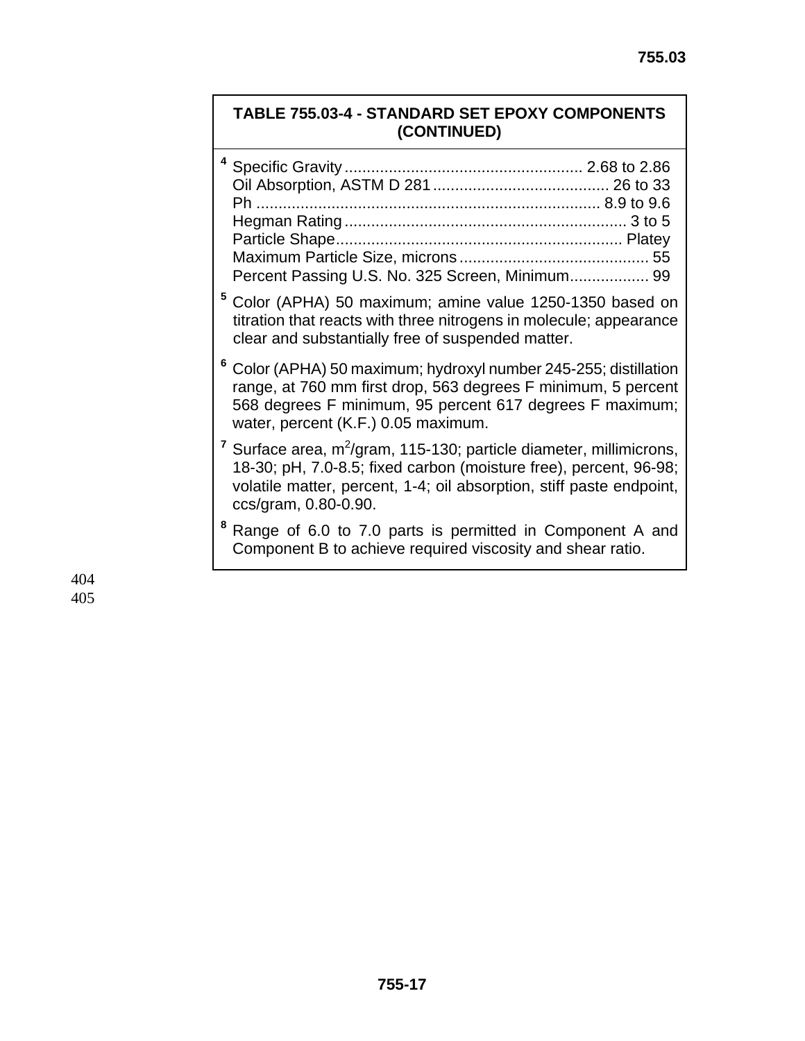**TABLE 755.03-4 - STANDARD SET EPOXY COMPONENTS (CONTINUED)**

[4] Specific Gravity ...................................................... 2.68 to 2.86
Oil Absorption, ASTM D 281 ........................................ 26 to 33
Ph ............................................................................ 8.9 to 9.6
Hegman Rating ............................................................... 3 to 5
Particle Shape................................................................ Platey
Maximum Particle Size, microns ........................................... 55
Percent Passing U.S. No. 325 Screen, Minimum.................. 99

[5] Color (APHA) 50 maximum; amine value 1250-1350 based on titration that reacts with three nitrogens in molecule; appearance clear and substantially free of suspended matter.

[6] Color (APHA) 50 maximum; hydroxyl number 245-255; distillation range, at 760 mm first drop, 563 degrees F minimum, 5 percent 568 degrees F minimum, 95 percent 617 degrees F maximum; water, percent (K.F.) 0.05 maximum.

[7] Surface area, $m^2$/gram, 115-130; particle diameter, millimicrons, 18-30; pH, 7.0-8.5; fixed carbon (moisture free), percent, 96-98; volatile matter, percent, 1-4; oil absorption, stiff paste endpoint, ccs/gram, 0.80-0.90.

[8] Range of 6.0 to 7.0 parts is permitted in Component A and Component B to achieve required viscosity and shear ratio.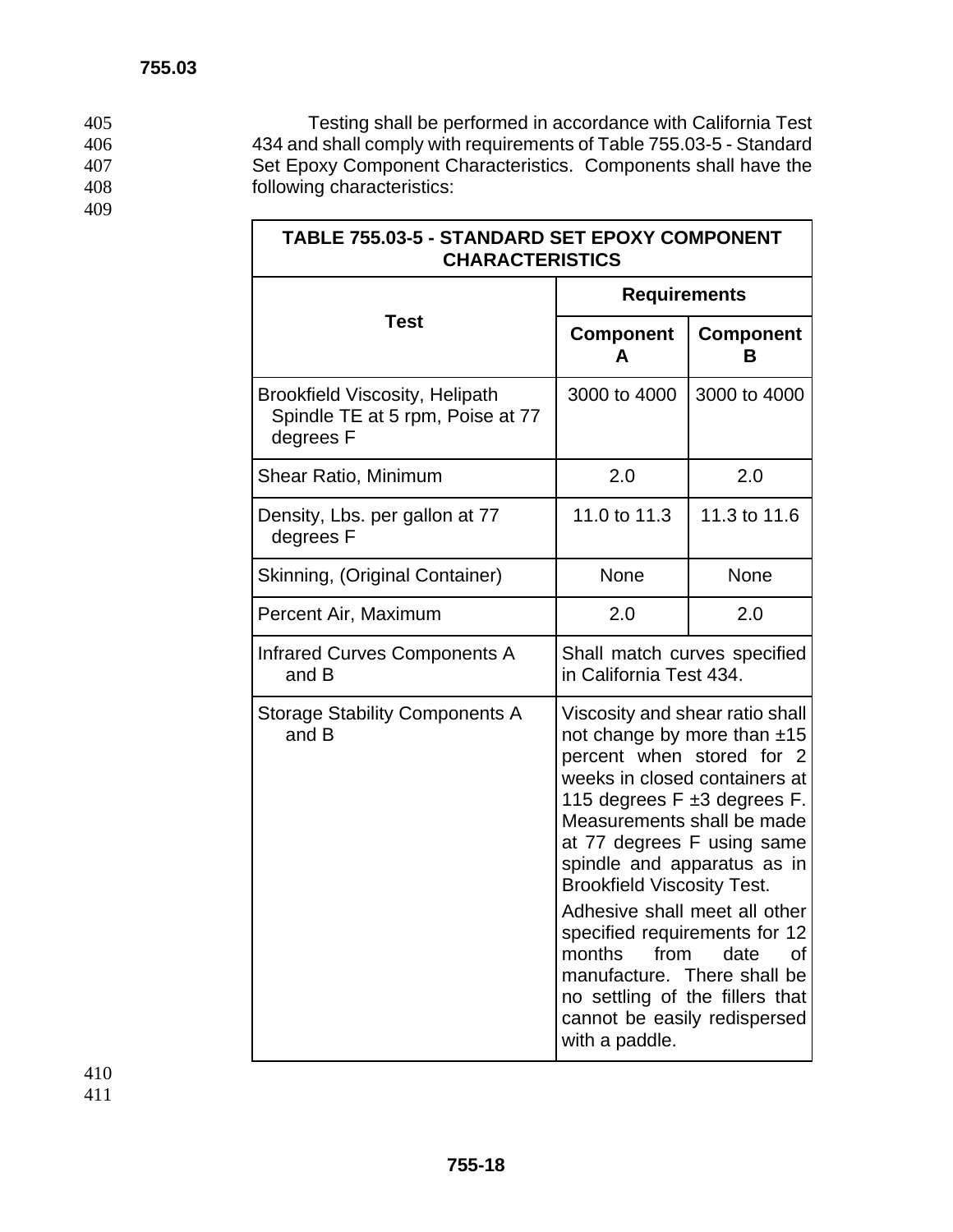Testing shall be performed in accordance with California Test 434 and shall comply with requirements of Table 755.03-5 - Standard Set Epoxy Component Characteristics. Components shall have the following characteristics:

| TABLE 755.03-5 - STANDARD SET EPOXY COMPONENT CHARACTERISTICS | | |
|---|---|---|
| **Test** | **Requirements** | |
| | **Component A** | **Component B** |
| Brookfield Viscosity, Helipath Spindle TE at 5 rpm, Poise at 77 degrees F | 3000 to 4000 | 3000 to 4000 |
| Shear Ratio, Minimum | 2.0 | 2.0 |
| Density, Lbs. per gallon at 77 degrees F | 11.0 to 11.3 | 11.3 to 11.6 |
| Skinning, (Original Container) | None | None |
| Percent Air, Maximum | 2.0 | 2.0 |
| Infrared Curves Components A and B | Shall match curves specified in California Test 434. | |
| Storage Stability Components A and B | Viscosity and shear ratio shall not change by more than ±15 percent when stored for 2 weeks in closed containers at 115 degrees F ±3 degrees F. Measurements shall be made at 77 degrees F using same spindle and apparatus as in Brookfield Viscosity Test. Adhesive shall meet all other specified requirements for 12 months from date of manufacture. There shall be no settling of the fillers that cannot be easily redispersed with a paddle. | |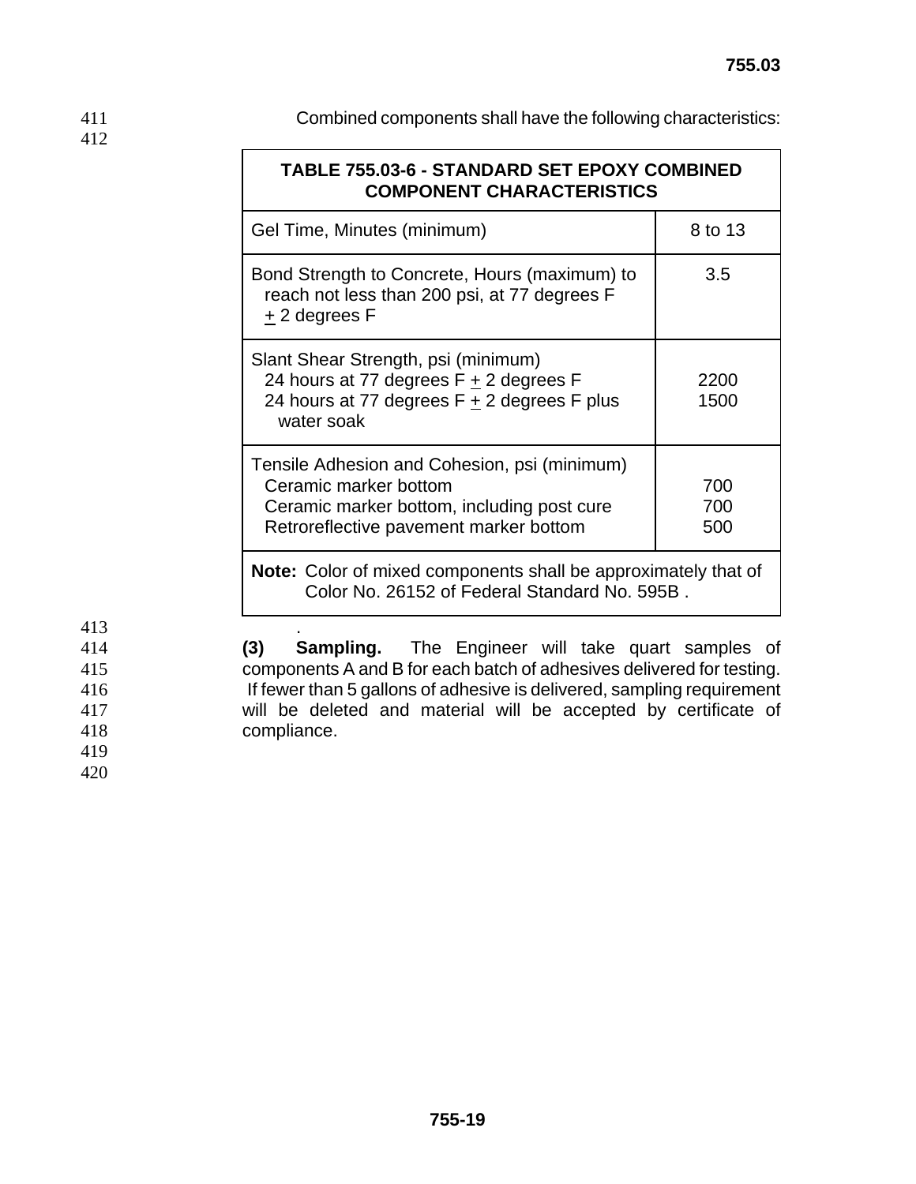Combined components shall have the following characteristics:

| TABLE 755.03-6 - STANDARD SET EPOXY COMBINED COMPONENT CHARACTERISTICS | |
|---|---|
| Gel Time, Minutes (minimum) | 8 to 13 |
| Bond Strength to Concrete, Hours (maximum) to reach not less than 200 psi, at 77 degrees F ± 2 degrees F | 3.5 |
| Slant Shear Strength, psi (minimum)<br>24 hours at 77 degrees F ± 2 degrees F<br>24 hours at 77 degrees F ± 2 degrees F plus water soak | <br>2200<br>1500 |
| Tensile Adhesion and Cohesion, psi (minimum)<br>Ceramic marker bottom<br>Ceramic marker bottom, including post cure<br>Retroreflective pavement marker bottom | <br>700<br>700<br>500 |
| **Note:** Color of mixed components shall be approximately that of Color No. 26152 of Federal Standard No. 595B . | |

.

**(3) Sampling.** The Engineer will take quart samples of components A and B for each batch of adhesives delivered for testing. If fewer than 5 gallons of adhesive is delivered, sampling requirement will be deleted and material will be accepted by certificate of compliance.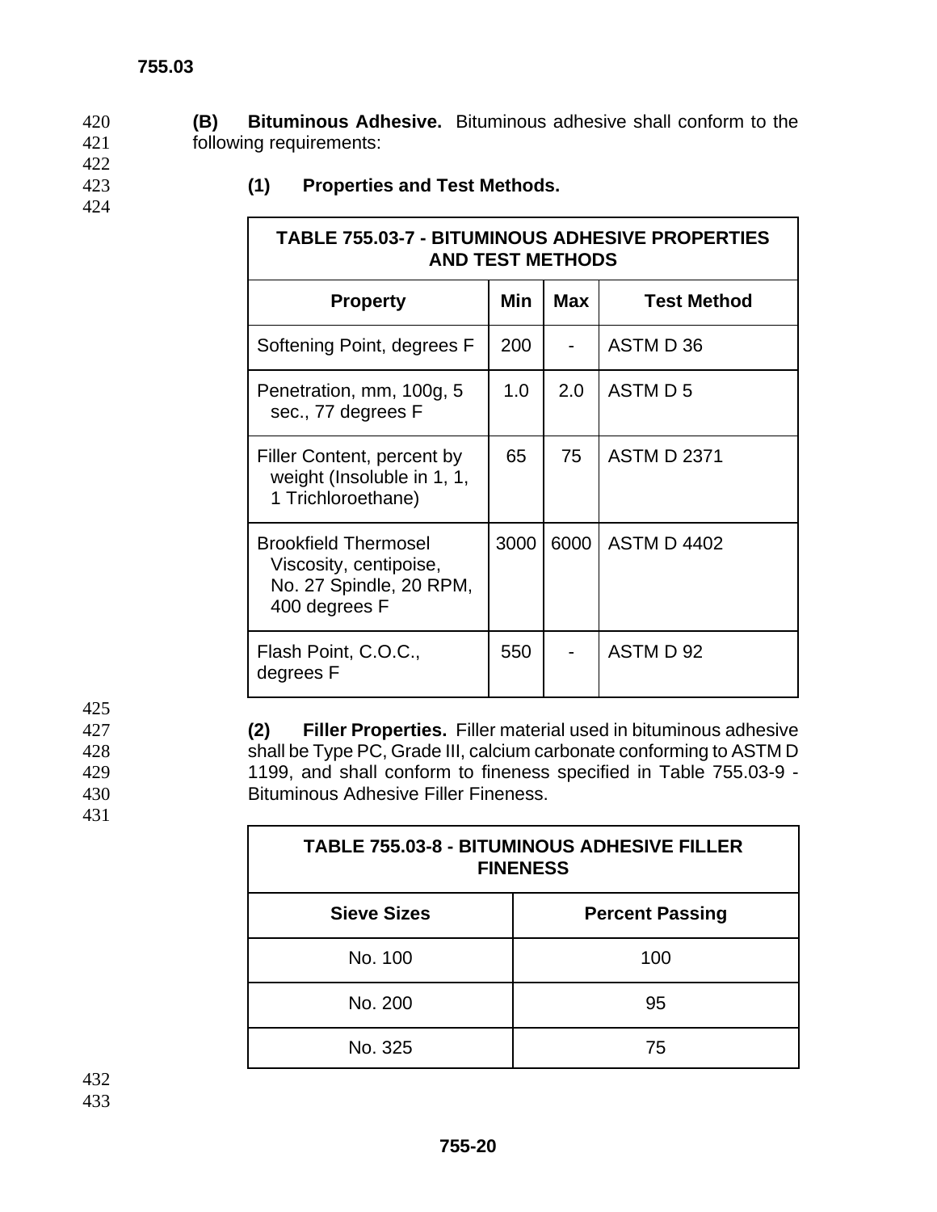**(B) Bituminous Adhesive.** Bituminous adhesive shall conform to the following requirements:

**(1) Properties and Test Methods.**

| TABLE 755.03-7 - BITUMINOUS ADHESIVE PROPERTIES AND TEST METHODS | | | |
|---|---|---|---|
| **Property** | **Min** | **Max** | **Test Method** |
| Softening Point, degrees F | 200 | - | ASTM D 36 |
| Penetration, mm, 100g, 5 sec., 77 degrees F | 1.0 | 2.0 | ASTM D 5 |
| Filler Content, percent by weight (Insoluble in 1, 1, 1 Trichloroethane) | 65 | 75 | ASTM D 2371 |
| Brookfield Thermosel Viscosity, centipoise, No. 27 Spindle, 20 RPM, 400 degrees F | 3000 | 6000 | ASTM D 4402 |
| Flash Point, C.O.C., degrees F | 550 | - | ASTM D 92 |

**(2) Filler Properties.** Filler material used in bituminous adhesive shall be Type PC, Grade III, calcium carbonate conforming to ASTM D 1199, and shall conform to fineness specified in Table 755.03-9 - Bituminous Adhesive Filler Fineness.

| TABLE 755.03-8 - BITUMINOUS ADHESIVE FILLER FINENESS | |
|---|---|
| **Sieve Sizes** | **Percent Passing** |
| No. 100 | 100 |
| No. 200 | 95 |
| No. 325 | 75 |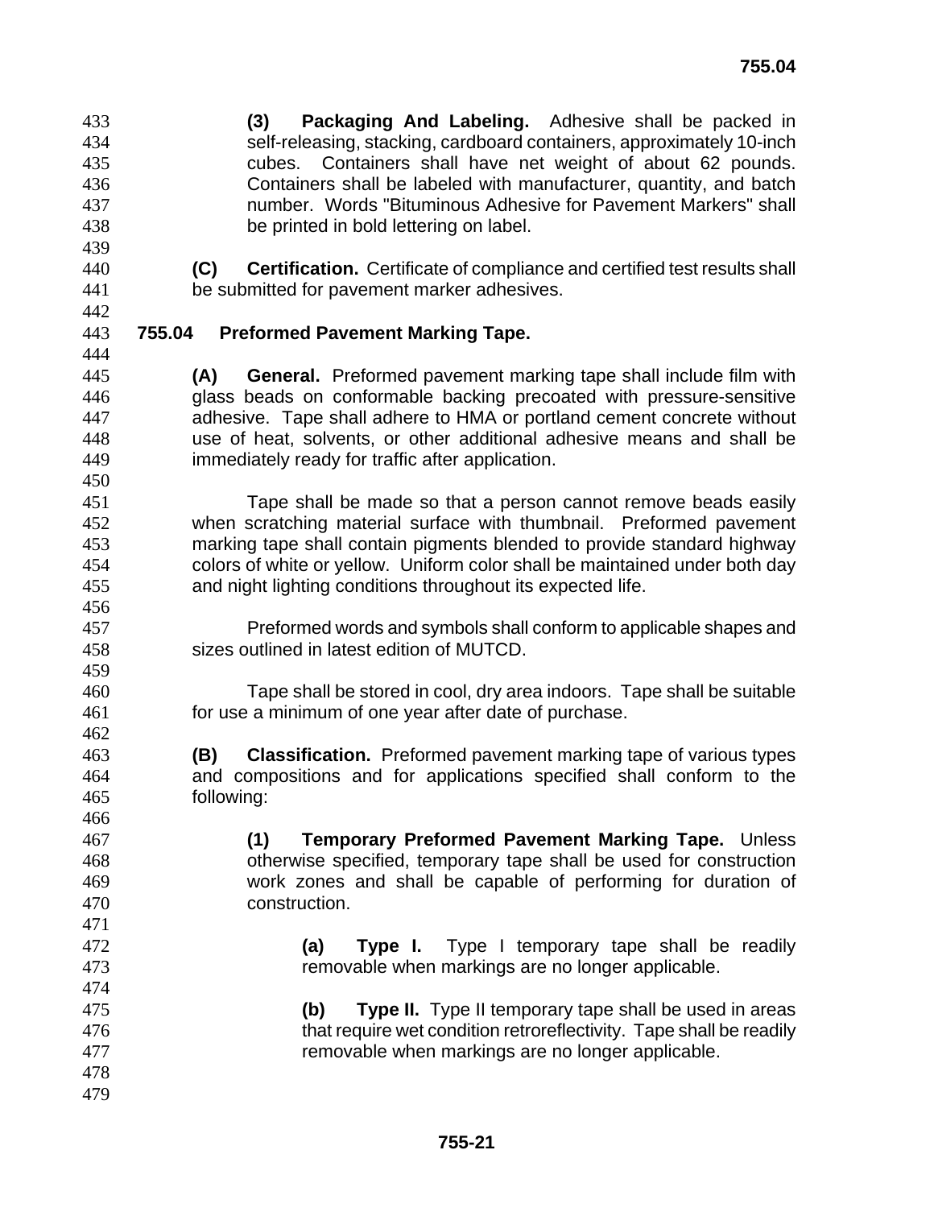**(3) Packaging And Labeling.** Adhesive shall be packed in self-releasing, stacking, cardboard containers, approximately 10-inch cubes. Containers shall have net weight of about 62 pounds. Containers shall be labeled with manufacturer, quantity, and batch number. Words "Bituminous Adhesive for Pavement Markers" shall be printed in bold lettering on label.

**(C) Certification.** Certificate of compliance and certified test results shall be submitted for pavement marker adhesives.

## 755.04 Preformed Pavement Marking Tape.

**(A) General.** Preformed pavement marking tape shall include film with glass beads on conformable backing precoated with pressure-sensitive adhesive. Tape shall adhere to HMA or portland cement concrete without use of heat, solvents, or other additional adhesive means and shall be immediately ready for traffic after application.

Tape shall be made so that a person cannot remove beads easily when scratching material surface with thumbnail. Preformed pavement marking tape shall contain pigments blended to provide standard highway colors of white or yellow. Uniform color shall be maintained under both day and night lighting conditions throughout its expected life.

Preformed words and symbols shall conform to applicable shapes and sizes outlined in latest edition of MUTCD.

Tape shall be stored in cool, dry area indoors. Tape shall be suitable for use a minimum of one year after date of purchase.

**(B) Classification.** Preformed pavement marking tape of various types and compositions and for applications specified shall conform to the following:

**(1) Temporary Preformed Pavement Marking Tape.** Unless otherwise specified, temporary tape shall be used for construction work zones and shall be capable of performing for duration of construction.

**(a) Type I.** Type I temporary tape shall be readily removable when markings are no longer applicable.

**(b) Type II.** Type II temporary tape shall be used in areas that require wet condition retroreflectivity. Tape shall be readily removable when markings are no longer applicable.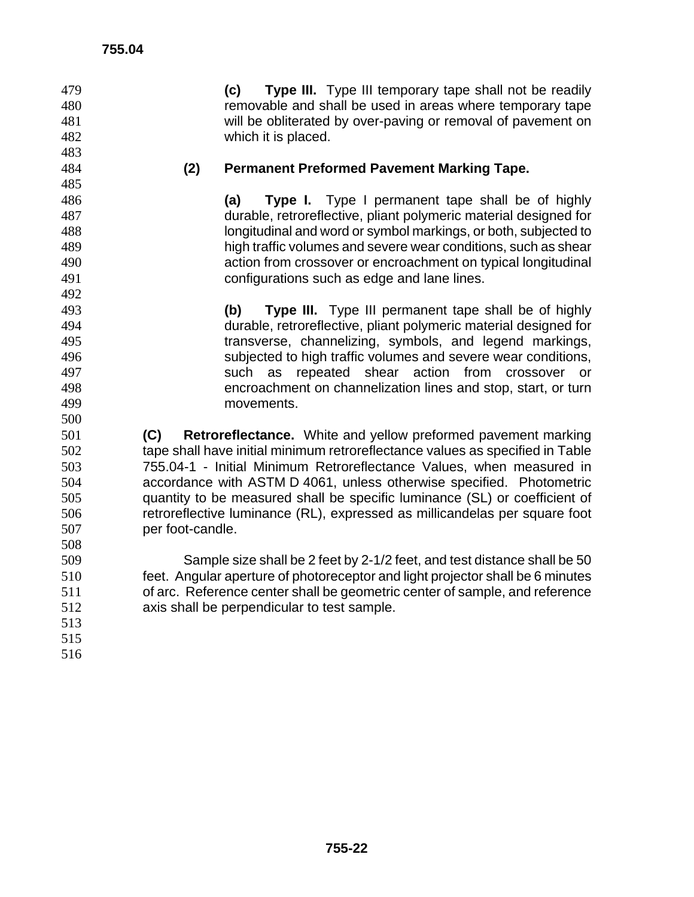**(c) Type III.** Type III temporary tape shall not be readily removable and shall be used in areas where temporary tape will be obliterated by over-paving or removal of pavement on which it is placed.

**(2) Permanent Preformed Pavement Marking Tape.**

**(a) Type I.** Type I permanent tape shall be of highly durable, retroreflective, pliant polymeric material designed for longitudinal and word or symbol markings, or both, subjected to high traffic volumes and severe wear conditions, such as shear action from crossover or encroachment on typical longitudinal configurations such as edge and lane lines.

**(b) Type III.** Type III permanent tape shall be of highly durable, retroreflective, pliant polymeric material designed for transverse, channelizing, symbols, and legend markings, subjected to high traffic volumes and severe wear conditions, such as repeated shear action from crossover or encroachment on channelization lines and stop, start, or turn movements.

**(C) Retroreflectance.** White and yellow preformed pavement marking tape shall have initial minimum retroreflectance values as specified in Table 755.04-1 - Initial Minimum Retroreflectance Values, when measured in accordance with ASTM D 4061, unless otherwise specified. Photometric quantity to be measured shall be specific luminance (SL) or coefficient of retroreflective luminance (RL), expressed as millicandelas per square foot per foot-candle.

Sample size shall be 2 feet by 2-1/2 feet, and test distance shall be 50 feet. Angular aperture of photoreceptor and light projector shall be 6 minutes of arc. Reference center shall be geometric center of sample, and reference axis shall be perpendicular to test sample.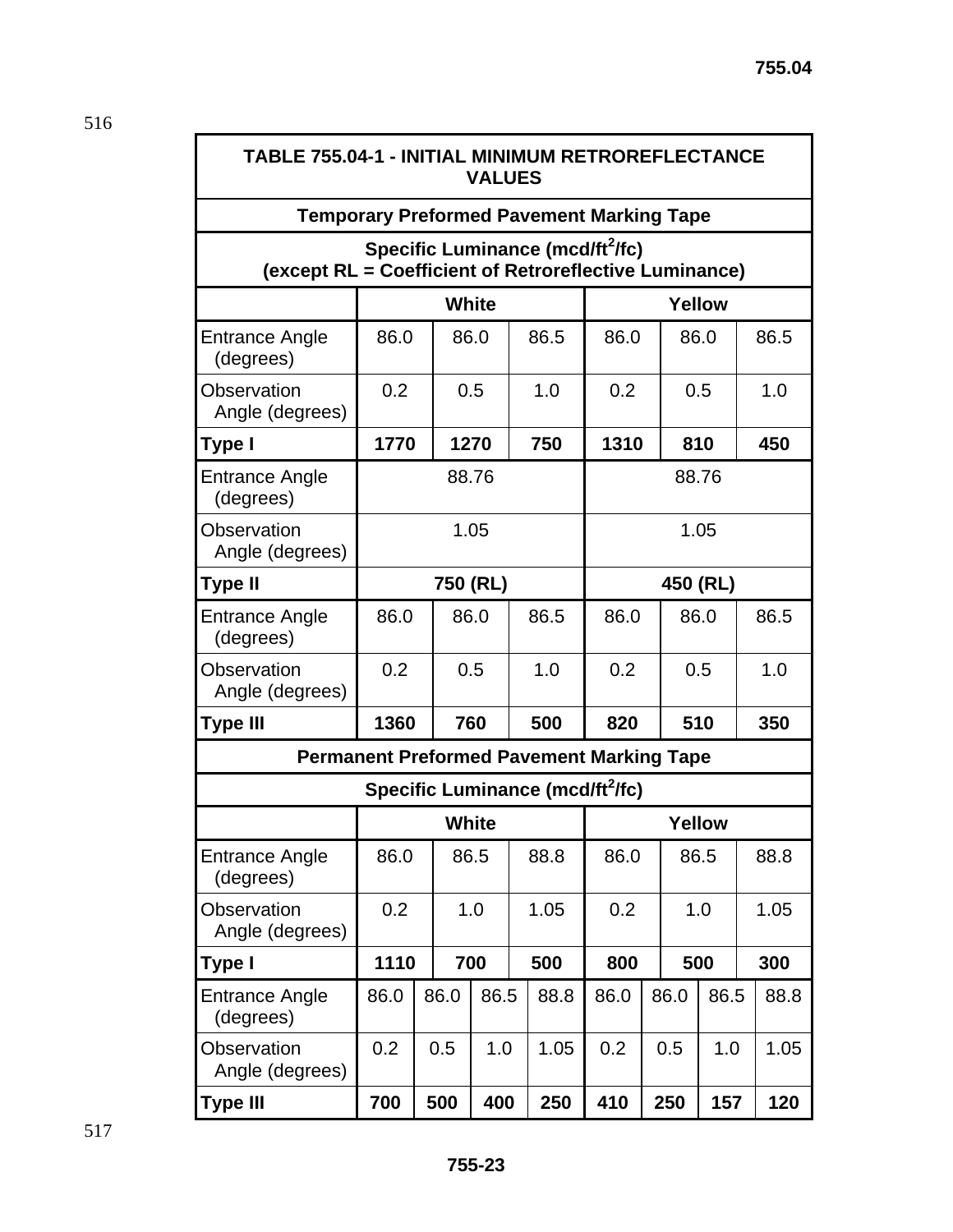| TABLE 755.04-1 - INITIAL MINIMUM RETROREFLECTANCE VALUES | | | | | | | | |
|---|---|---|---|---|---|---|---|---|
| **Temporary Preformed Pavement Marking Tape** | | | | | | | | |
| **Specific Luminance (mcd/ft$^2$/fc) (except RL = Coefficient of Retroreflective Luminance)** | | | | | | | | |
| | **White** | | | | **Yellow** | | | |
| Entrance Angle (degrees) | 86.0 | 86.0 | | 86.5 | 86.0 | 86.0 | | 86.5 |
| Observation Angle (degrees) | 0.2 | 0.5 | | 1.0 | 0.2 | 0.5 | | 1.0 |
| **Type I** | **1770** | **1270** | | **750** | **1310** | **810** | | **450** |
| Entrance Angle (degrees) | 88.76 | | | | 88.76 | | | |
| Observation Angle (degrees) | 1.05 | | | | 1.05 | | | |
| **Type II** | **750 (RL)** | | | | **450 (RL)** | | | |
| Entrance Angle (degrees) | 86.0 | 86.0 | | 86.5 | 86.0 | 86.0 | | 86.5 |
| Observation Angle (degrees) | 0.2 | 0.5 | | 1.0 | 0.2 | 0.5 | | 1.0 |
| **Type III** | **1360** | **760** | | **500** | **820** | **510** | | **350** |
| **Permanent Preformed Pavement Marking Tape** | | | | | | | | |
| **Specific Luminance (mcd/ft$^2$/fc)** | | | | | | | | |
| | **White** | | | | **Yellow** | | | |
| Entrance Angle (degrees) | 86.0 | 86.5 | | 88.8 | 86.0 | 86.5 | | 88.8 |
| Observation Angle (degrees) | 0.2 | 1.0 | | 1.05 | 0.2 | 1.0 | | 1.05 |
| **Type I** | **1110** | **700** | | **500** | **800** | **500** | | **300** |
| Entrance Angle (degrees) | 86.0 | 86.0 | 86.5 | 88.8 | 86.0 | 86.0 | 86.5 | 88.8 |
| Observation Angle (degrees) | 0.2 | 0.5 | 1.0 | 1.05 | 0.2 | 0.5 | 1.0 | 1.05 |
| **Type III** | **700** | **500** | **400** | **250** | **410** | **250** | **157** | **120** |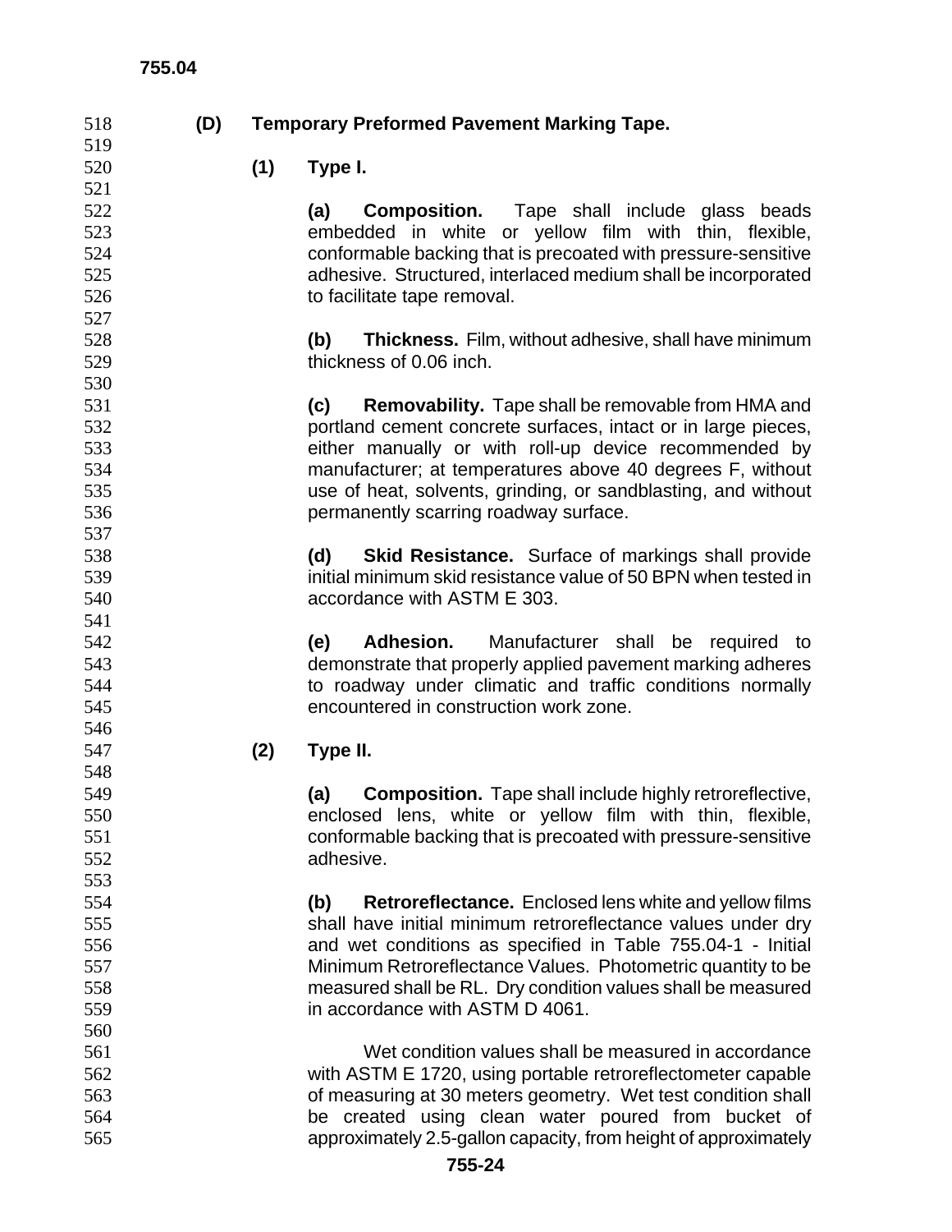**(D) Temporary Preformed Pavement Marking Tape.**

**(1) Type I.**

**(a) Composition.** Tape shall include glass beads embedded in white or yellow film with thin, flexible, conformable backing that is precoated with pressure-sensitive adhesive. Structured, interlaced medium shall be incorporated to facilitate tape removal.

**(b) Thickness.** Film, without adhesive, shall have minimum thickness of 0.06 inch.

**(c) Removability.** Tape shall be removable from HMA and portland cement concrete surfaces, intact or in large pieces, either manually or with roll-up device recommended by manufacturer; at temperatures above 40 degrees F, without use of heat, solvents, grinding, or sandblasting, and without permanently scarring roadway surface.

**(d) Skid Resistance.** Surface of markings shall provide initial minimum skid resistance value of 50 BPN when tested in accordance with ASTM E 303.

**(e) Adhesion.** Manufacturer shall be required to demonstrate that properly applied pavement marking adheres to roadway under climatic and traffic conditions normally encountered in construction work zone.

**(2) Type II.**

**(a) Composition.** Tape shall include highly retroreflective, enclosed lens, white or yellow film with thin, flexible, conformable backing that is precoated with pressure-sensitive adhesive.

**(b) Retroreflectance.** Enclosed lens white and yellow films shall have initial minimum retroreflectance values under dry and wet conditions as specified in Table 755.04-1 - Initial Minimum Retroreflectance Values. Photometric quantity to be measured shall be RL. Dry condition values shall be measured in accordance with ASTM D 4061.

Wet condition values shall be measured in accordance with ASTM E 1720, using portable retroreflectometer capable of measuring at 30 meters geometry. Wet test condition shall be created using clean water poured from bucket of approximately 2.5-gallon capacity, from height of approximately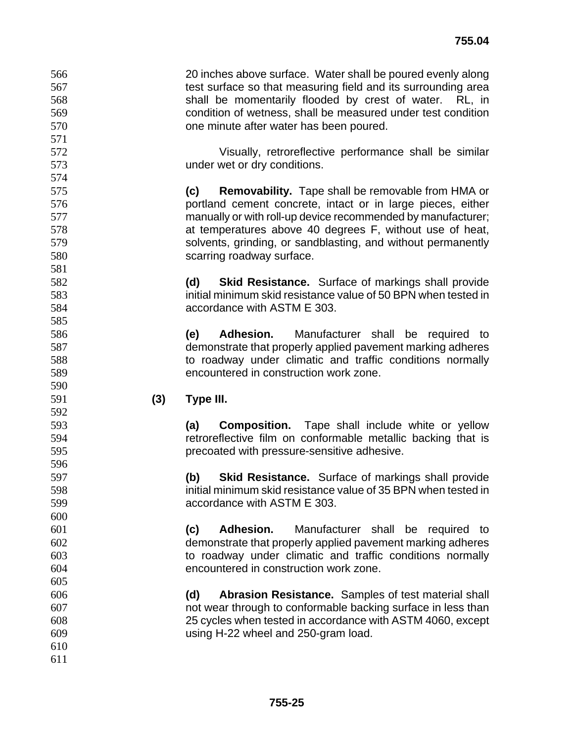20 inches above surface. Water shall be poured evenly along test surface so that measuring field and its surrounding area shall be momentarily flooded by crest of water. RL, in condition of wetness, shall be measured under test condition one minute after water has been poured.

Visually, retroreflective performance shall be similar under wet or dry conditions.

**(c) Removability.** Tape shall be removable from HMA or portland cement concrete, intact or in large pieces, either manually or with roll-up device recommended by manufacturer; at temperatures above 40 degrees F, without use of heat, solvents, grinding, or sandblasting, and without permanently scarring roadway surface.

**(d) Skid Resistance.** Surface of markings shall provide initial minimum skid resistance value of 50 BPN when tested in accordance with ASTM E 303.

**(e) Adhesion.** Manufacturer shall be required to demonstrate that properly applied pavement marking adheres to roadway under climatic and traffic conditions normally encountered in construction work zone.

**(3) Type III.**

**(a) Composition.** Tape shall include white or yellow retroreflective film on conformable metallic backing that is precoated with pressure-sensitive adhesive.

**(b) Skid Resistance.** Surface of markings shall provide initial minimum skid resistance value of 35 BPN when tested in accordance with ASTM E 303.

**(c) Adhesion.** Manufacturer shall be required to demonstrate that properly applied pavement marking adheres to roadway under climatic and traffic conditions normally encountered in construction work zone.

**(d) Abrasion Resistance.** Samples of test material shall not wear through to conformable backing surface in less than 25 cycles when tested in accordance with ASTM 4060, except using H-22 wheel and 250-gram load.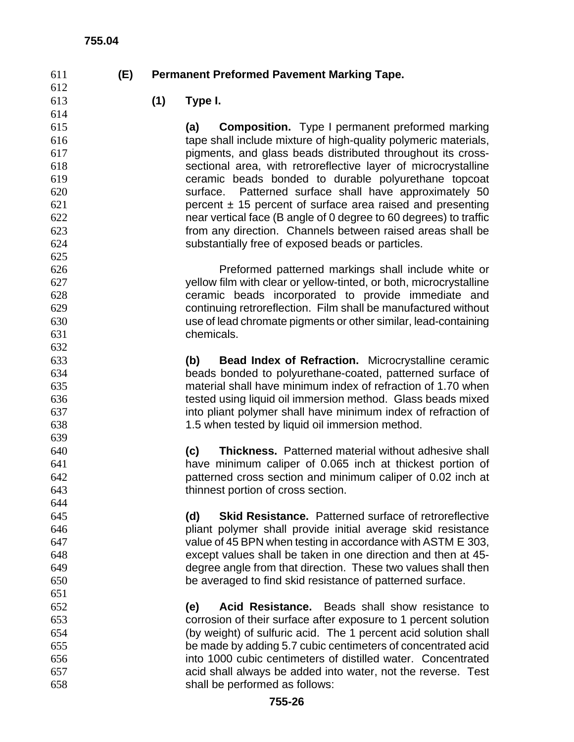**(E) Permanent Preformed Pavement Marking Tape.**

**(1) Type I.**

**(a) Composition.** Type I permanent preformed marking tape shall include mixture of high-quality polymeric materials, pigments, and glass beads distributed throughout its cross-sectional area, with retroreflective layer of microcrystalline ceramic beads bonded to durable polyurethane topcoat surface. Patterned surface shall have approximately 50 percent ± 15 percent of surface area raised and presenting near vertical face (B angle of 0 degree to 60 degrees) to traffic from any direction. Channels between raised areas shall be substantially free of exposed beads or particles.

Preformed patterned markings shall include white or yellow film with clear or yellow-tinted, or both, microcrystalline ceramic beads incorporated to provide immediate and continuing retroreflection. Film shall be manufactured without use of lead chromate pigments or other similar, lead-containing chemicals.

**(b) Bead Index of Refraction.** Microcrystalline ceramic beads bonded to polyurethane-coated, patterned surface of material shall have minimum index of refraction of 1.70 when tested using liquid oil immersion method. Glass beads mixed into pliant polymer shall have minimum index of refraction of 1.5 when tested by liquid oil immersion method.

**(c) Thickness.** Patterned material without adhesive shall have minimum caliper of 0.065 inch at thickest portion of patterned cross section and minimum caliper of 0.02 inch at thinnest portion of cross section.

**(d) Skid Resistance.** Patterned surface of retroreflective pliant polymer shall provide initial average skid resistance value of 45 BPN when testing in accordance with ASTM E 303, except values shall be taken in one direction and then at 45-degree angle from that direction. These two values shall then be averaged to find skid resistance of patterned surface.

**(e) Acid Resistance.** Beads shall show resistance to corrosion of their surface after exposure to 1 percent solution (by weight) of sulfuric acid. The 1 percent acid solution shall be made by adding 5.7 cubic centimeters of concentrated acid into 1000 cubic centimeters of distilled water. Concentrated acid shall always be added into water, not the reverse. Test shall be performed as follows: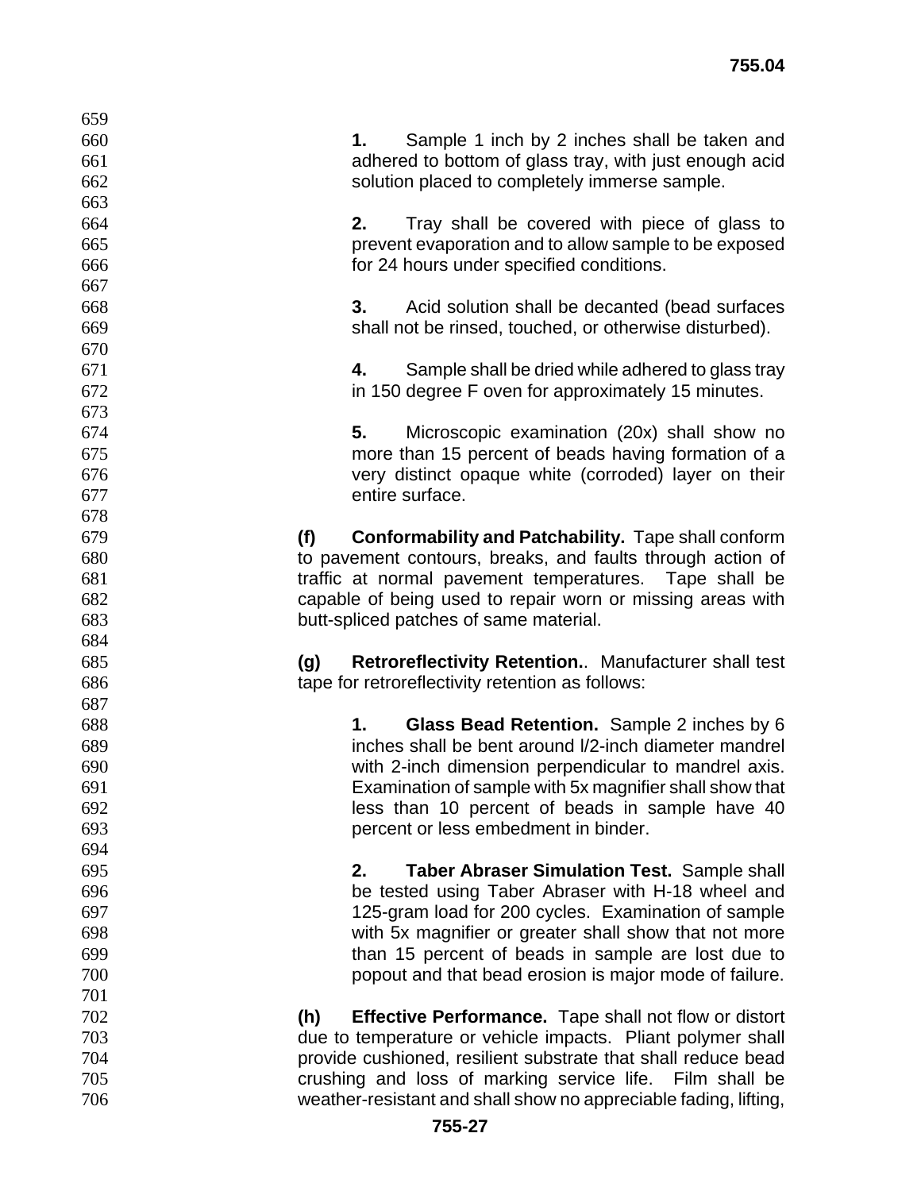1. Sample 1 inch by 2 inches shall be taken and adhered to bottom of glass tray, with just enough acid solution placed to completely immerse sample.

2. Tray shall be covered with piece of glass to prevent evaporation and to allow sample to be exposed for 24 hours under specified conditions.

3. Acid solution shall be decanted (bead surfaces shall not be rinsed, touched, or otherwise disturbed).

4. Sample shall be dried while adhered to glass tray in 150 degree F oven for approximately 15 minutes.

5. Microscopic examination (20x) shall show no more than 15 percent of beads having formation of a very distinct opaque white (corroded) layer on their entire surface.

**(f) Conformability and Patchability.** Tape shall conform to pavement contours, breaks, and faults through action of traffic at normal pavement temperatures. Tape shall be capable of being used to repair worn or missing areas with butt-spliced patches of same material.

**(g) Retroreflectivity Retention.**. Manufacturer shall test tape for retroreflectivity retention as follows:

**1. Glass Bead Retention.** Sample 2 inches by 6 inches shall be bent around l/2-inch diameter mandrel with 2-inch dimension perpendicular to mandrel axis. Examination of sample with 5x magnifier shall show that less than 10 percent of beads in sample have 40 percent or less embedment in binder.

**2. Taber Abraser Simulation Test.** Sample shall be tested using Taber Abraser with H-18 wheel and 125-gram load for 200 cycles. Examination of sample with 5x magnifier or greater shall show that not more than 15 percent of beads in sample are lost due to popout and that bead erosion is major mode of failure.

**(h) Effective Performance.** Tape shall not flow or distort due to temperature or vehicle impacts. Pliant polymer shall provide cushioned, resilient substrate that shall reduce bead crushing and loss of marking service life. Film shall be weather-resistant and shall show no appreciable fading, lifting,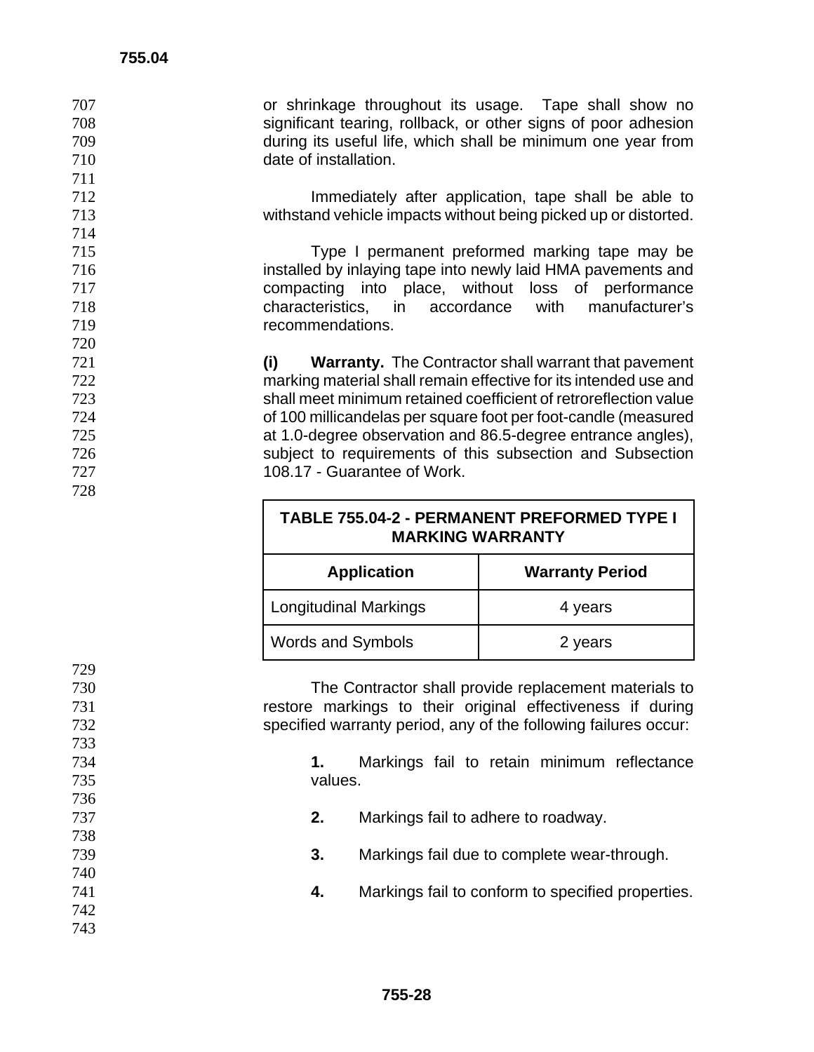or shrinkage throughout its usage. Tape shall show no significant tearing, rollback, or other signs of poor adhesion during its useful life, which shall be minimum one year from date of installation.

Immediately after application, tape shall be able to withstand vehicle impacts without being picked up or distorted.

Type I permanent preformed marking tape may be installed by inlaying tape into newly laid HMA pavements and compacting into place, without loss of performance characteristics, in accordance with manufacturer's recommendations.

**(i) Warranty.** The Contractor shall warrant that pavement marking material shall remain effective for its intended use and shall meet minimum retained coefficient of retroreflection value of 100 millicandelas per square foot per foot-candle (measured at 1.0-degree observation and 86.5-degree entrance angles), subject to requirements of this subsection and Subsection 108.17 - Guarantee of Work.

**TABLE 755.04-2 - PERMANENT PREFORMED TYPE I MARKING WARRANTY**

| Application | Warranty Period |
|---|---|
| Longitudinal Markings | 4 years |
| Words and Symbols | 2 years |

The Contractor shall provide replacement materials to restore markings to their original effectiveness if during specified warranty period, any of the following failures occur:

**1.** Markings fail to retain minimum reflectance values.

**2.** Markings fail to adhere to roadway.

**3.** Markings fail due to complete wear-through.

**4.** Markings fail to conform to specified properties.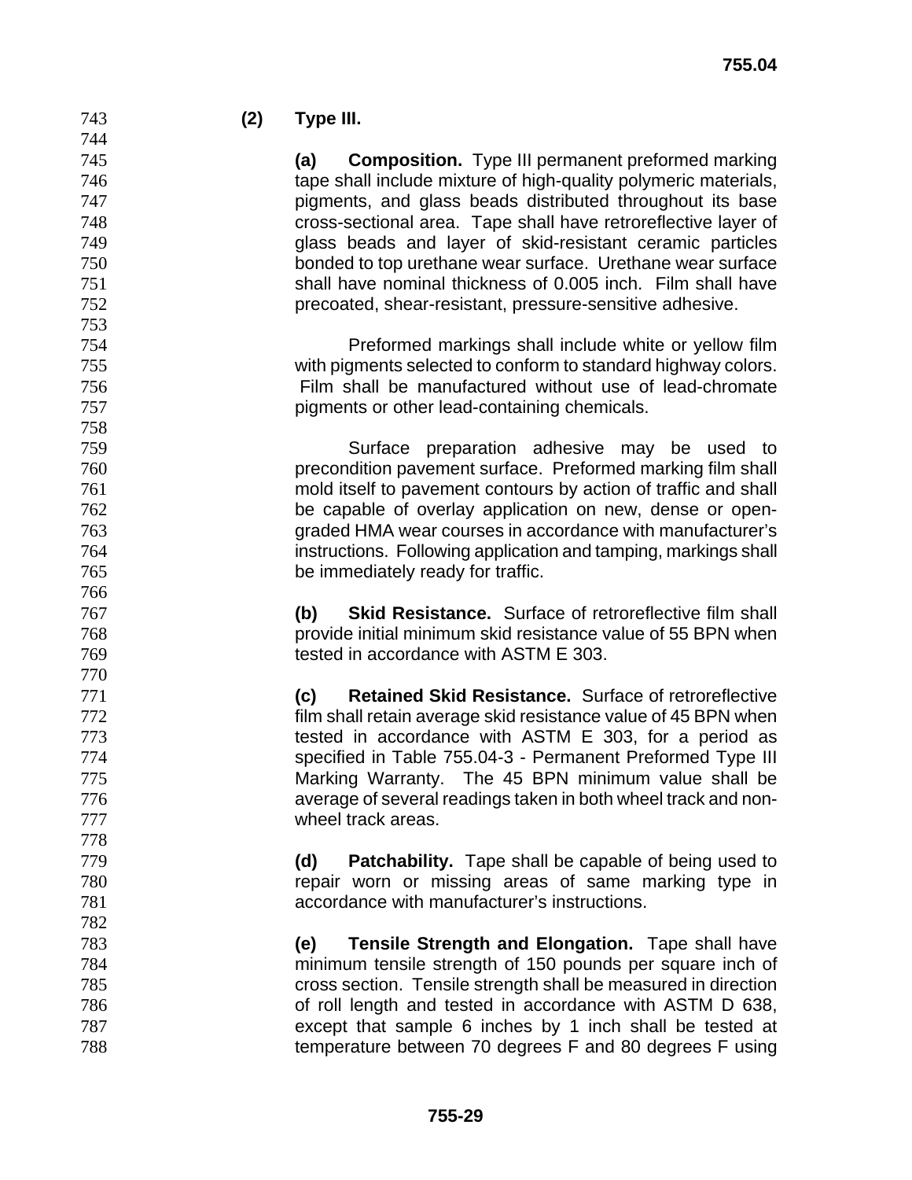**(2) Type III.**

**(a) Composition.** Type III permanent preformed marking tape shall include mixture of high-quality polymeric materials, pigments, and glass beads distributed throughout its base cross-sectional area. Tape shall have retroreflective layer of glass beads and layer of skid-resistant ceramic particles bonded to top urethane wear surface. Urethane wear surface shall have nominal thickness of 0.005 inch. Film shall have precoated, shear-resistant, pressure-sensitive adhesive.

Preformed markings shall include white or yellow film with pigments selected to conform to standard highway colors. Film shall be manufactured without use of lead-chromate pigments or other lead-containing chemicals.

Surface preparation adhesive may be used to precondition pavement surface. Preformed marking film shall mold itself to pavement contours by action of traffic and shall be capable of overlay application on new, dense or open-graded HMA wear courses in accordance with manufacturer's instructions. Following application and tamping, markings shall be immediately ready for traffic.

**(b) Skid Resistance.** Surface of retroreflective film shall provide initial minimum skid resistance value of 55 BPN when tested in accordance with ASTM E 303.

**(c) Retained Skid Resistance.** Surface of retroreflective film shall retain average skid resistance value of 45 BPN when tested in accordance with ASTM E 303, for a period as specified in Table 755.04-3 - Permanent Preformed Type III Marking Warranty. The 45 BPN minimum value shall be average of several readings taken in both wheel track and non-wheel track areas.

**(d) Patchability.** Tape shall be capable of being used to repair worn or missing areas of same marking type in accordance with manufacturer's instructions.

**(e) Tensile Strength and Elongation.** Tape shall have minimum tensile strength of 150 pounds per square inch of cross section. Tensile strength shall be measured in direction of roll length and tested in accordance with ASTM D 638, except that sample 6 inches by 1 inch shall be tested at temperature between 70 degrees F and 80 degrees F using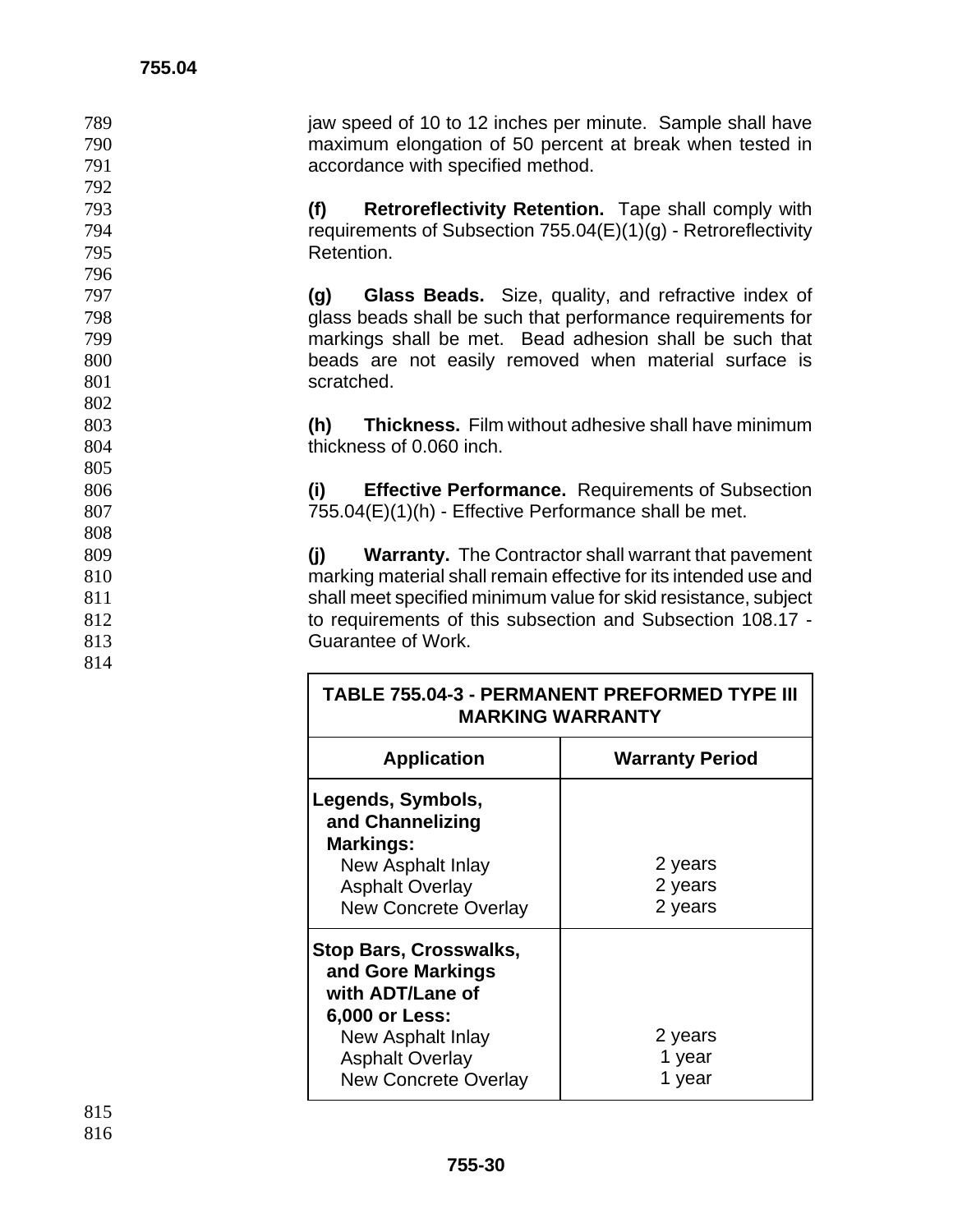jaw speed of 10 to 12 inches per minute. Sample shall have maximum elongation of 50 percent at break when tested in accordance with specified method.

**(f) Retroreflectivity Retention.** Tape shall comply with requirements of Subsection 755.04(E)(1)(g) - Retroreflectivity Retention.

**(g) Glass Beads.** Size, quality, and refractive index of glass beads shall be such that performance requirements for markings shall be met. Bead adhesion shall be such that beads are not easily removed when material surface is scratched.

**(h) Thickness.** Film without adhesive shall have minimum thickness of 0.060 inch.

**(i) Effective Performance.** Requirements of Subsection 755.04(E)(1)(h) - Effective Performance shall be met.

**(j) Warranty.** The Contractor shall warrant that pavement marking material shall remain effective for its intended use and shall meet specified minimum value for skid resistance, subject to requirements of this subsection and Subsection 108.17 - Guarantee of Work.

**TABLE 755.04-3 - PERMANENT PREFORMED TYPE III MARKING WARRANTY**

| Application | Warranty Period |
|---|---|
| **Legends, Symbols, and Channelizing Markings:** | |
| New Asphalt Inlay | 2 years |
| Asphalt Overlay | 2 years |
| New Concrete Overlay | 2 years |
| **Stop Bars, Crosswalks, and Gore Markings with ADT/Lane of 6,000 or Less:** | |
| New Asphalt Inlay | 2 years |
| Asphalt Overlay | 1 year |
| New Concrete Overlay | 1 year |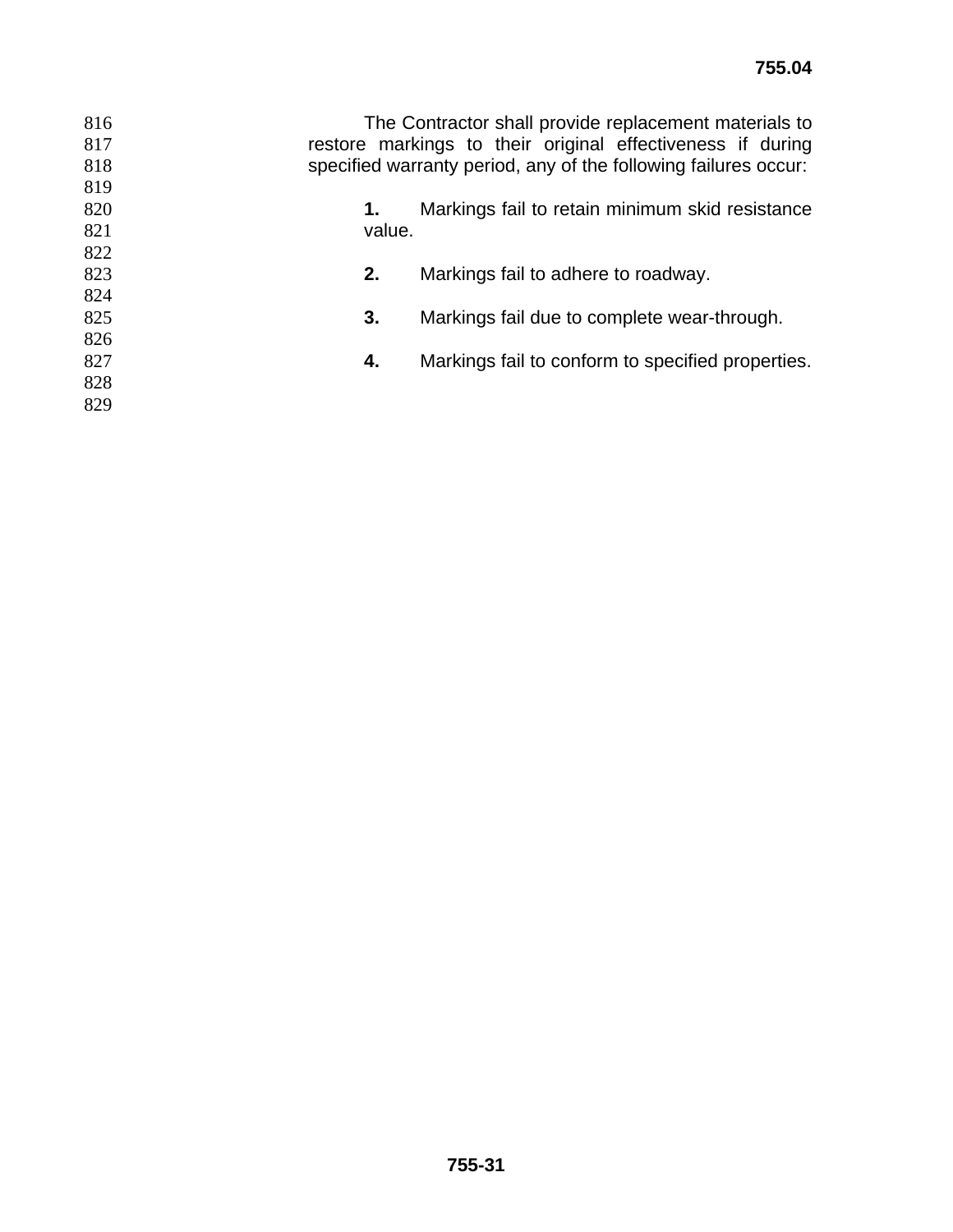The Contractor shall provide replacement materials to restore markings to their original effectiveness if during specified warranty period, any of the following failures occur:

**1.** Markings fail to retain minimum skid resistance value.

**2.** Markings fail to adhere to roadway.

**3.** Markings fail due to complete wear-through.

**4.** Markings fail to conform to specified properties.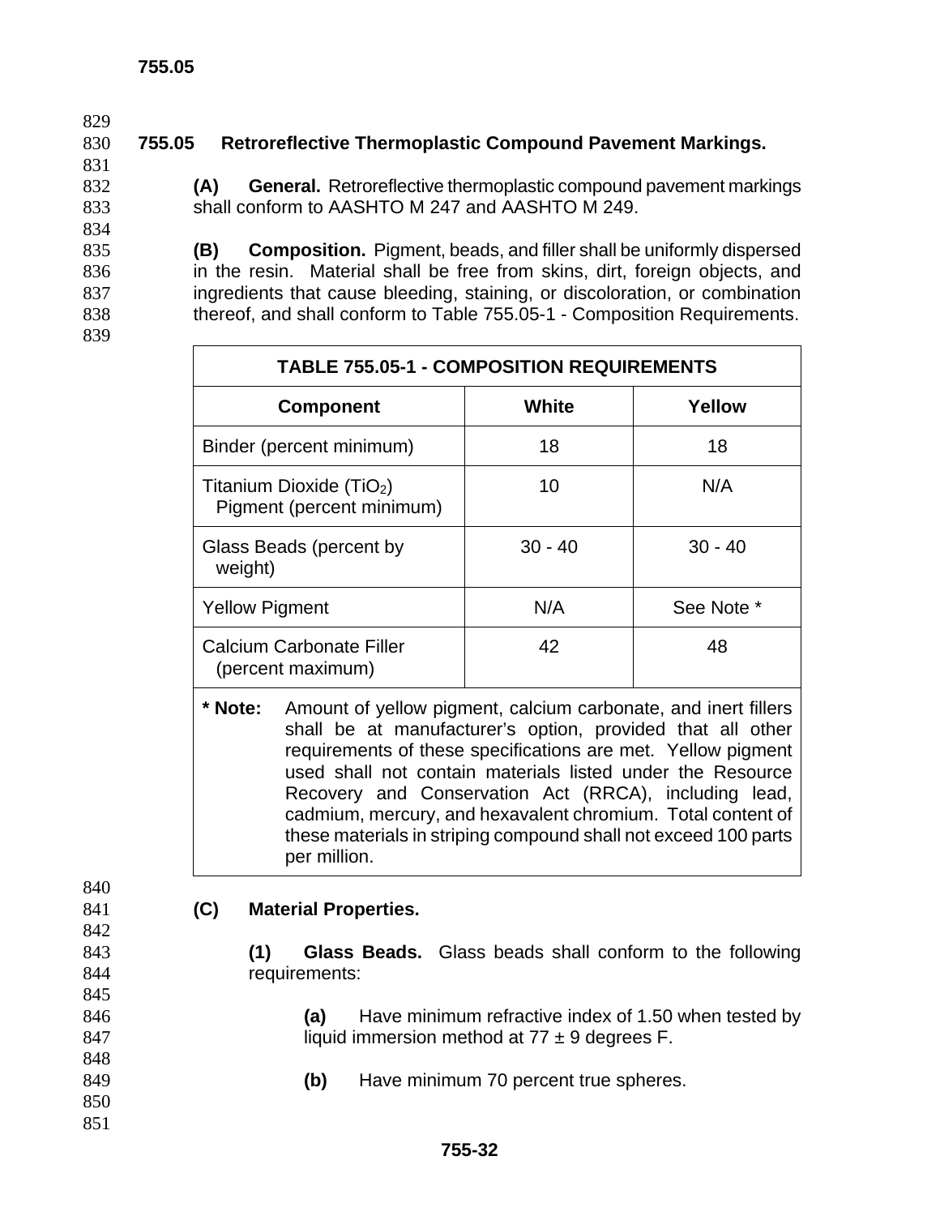## 755.05 Retroreflective Thermoplastic Compound Pavement Markings.

**(A) General.** Retroreflective thermoplastic compound pavement markings shall conform to AASHTO M 247 and AASHTO M 249.

**(B) Composition.** Pigment, beads, and filler shall be uniformly dispersed in the resin. Material shall be free from skins, dirt, foreign objects, and ingredients that cause bleeding, staining, or discoloration, or combination thereof, and shall conform to Table 755.05-1 - Composition Requirements.

**TABLE 755.05-1 - COMPOSITION REQUIREMENTS**

| Component | White | Yellow |
|---|---|---|
| Binder (percent minimum) | 18 | 18 |
| Titanium Dioxide ($TiO_2$) Pigment (percent minimum) | 10 | N/A |
| Glass Beads (percent by weight) | 30 - 40 | 30 - 40 |
| Yellow Pigment | N/A | See Note * |
| Calcium Carbonate Filler (percent maximum) | 42 | 48 |

**\* Note:** Amount of yellow pigment, calcium carbonate, and inert fillers shall be at manufacturer's option, provided that all other requirements of these specifications are met. Yellow pigment used shall not contain materials listed under the Resource Recovery and Conservation Act (RRCA), including lead, cadmium, mercury, and hexavalent chromium. Total content of these materials in striping compound shall not exceed 100 parts per million.

**(C) Material Properties.**

**(1) Glass Beads.** Glass beads shall conform to the following requirements:

**(a)** Have minimum refractive index of 1.50 when tested by liquid immersion method at 77 ± 9 degrees F.

**(b)** Have minimum 70 percent true spheres.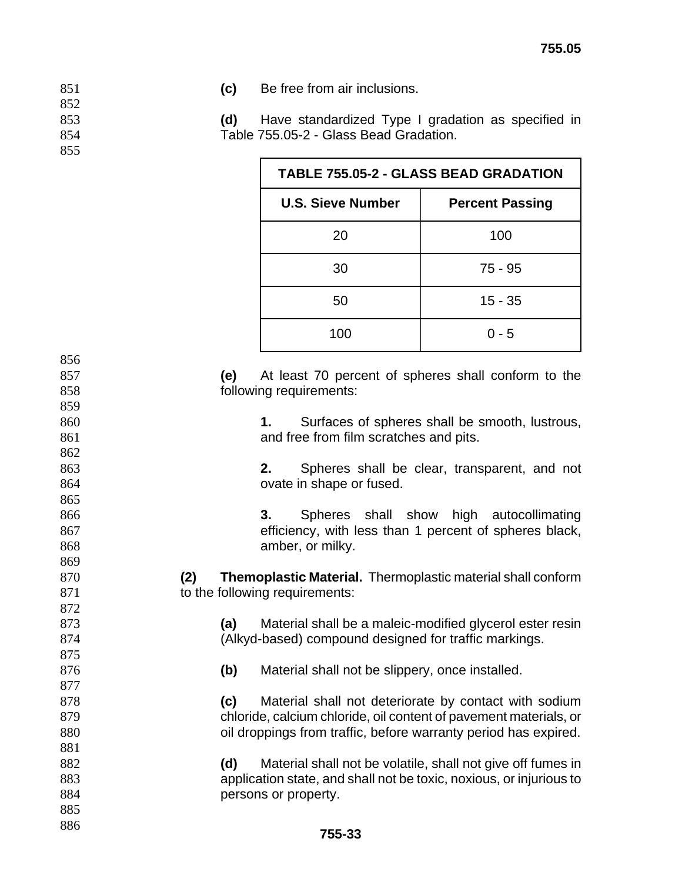**(c)** Be free from air inclusions.

**(d)** Have standardized Type I gradation as specified in Table 755.05-2 - Glass Bead Gradation.

| TABLE 755.05-2 - GLASS BEAD GRADATION | |
|---|---|
| **U.S. Sieve Number** | **Percent Passing** |
| 20 | 100 |
| 30 | 75 - 95 |
| 50 | 15 - 35 |
| 100 | 0 - 5 |

**(e)** At least 70 percent of spheres shall conform to the following requirements:

**1.** Surfaces of spheres shall be smooth, lustrous, and free from film scratches and pits.

**2.** Spheres shall be clear, transparent, and not ovate in shape or fused.

**3.** Spheres shall show high autocollimating efficiency, with less than 1 percent of spheres black, amber, or milky.

**(2) Themoplastic Material.** Thermoplastic material shall conform to the following requirements:

**(a)** Material shall be a maleic-modified glycerol ester resin (Alkyd-based) compound designed for traffic markings.

**(b)** Material shall not be slippery, once installed.

**(c)** Material shall not deteriorate by contact with sodium chloride, calcium chloride, oil content of pavement materials, or oil droppings from traffic, before warranty period has expired.

**(d)** Material shall not be volatile, shall not give off fumes in application state, and shall not be toxic, noxious, or injurious to persons or property.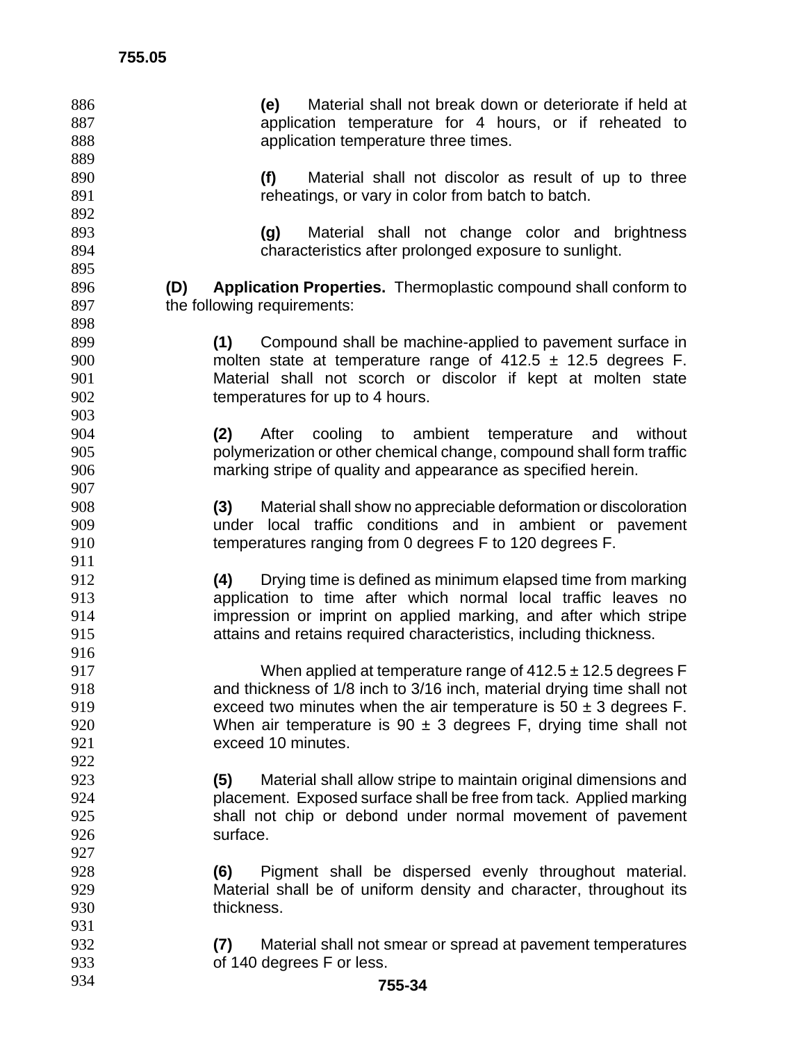**(e)** Material shall not break down or deteriorate if held at application temperature for 4 hours, or if reheated to application temperature three times.

**(f)** Material shall not discolor as result of up to three reheatings, or vary in color from batch to batch.

**(g)** Material shall not change color and brightness characteristics after prolonged exposure to sunlight.

**(D) Application Properties.** Thermoplastic compound shall conform to the following requirements:

**(1)** Compound shall be machine-applied to pavement surface in molten state at temperature range of $412.5 \pm 12.5$ degrees F. Material shall not scorch or discolor if kept at molten state temperatures for up to 4 hours.

**(2)** After cooling to ambient temperature and without polymerization or other chemical change, compound shall form traffic marking stripe of quality and appearance as specified herein.

**(3)** Material shall show no appreciable deformation or discoloration under local traffic conditions and in ambient or pavement temperatures ranging from 0 degrees F to 120 degrees F.

**(4)** Drying time is defined as minimum elapsed time from marking application to time after which normal local traffic leaves no impression or imprint on applied marking, and after which stripe attains and retains required characteristics, including thickness.

When applied at temperature range of $412.5 \pm 12.5$ degrees F and thickness of 1/8 inch to 3/16 inch, material drying time shall not exceed two minutes when the air temperature is $50 \pm 3$ degrees F. When air temperature is $90 \pm 3$ degrees F, drying time shall not exceed 10 minutes.

**(5)** Material shall allow stripe to maintain original dimensions and placement. Exposed surface shall be free from tack. Applied marking shall not chip or debond under normal movement of pavement surface.

**(6)** Pigment shall be dispersed evenly throughout material. Material shall be of uniform density and character, throughout its thickness.

**(7)** Material shall not smear or spread at pavement temperatures of 140 degrees F or less.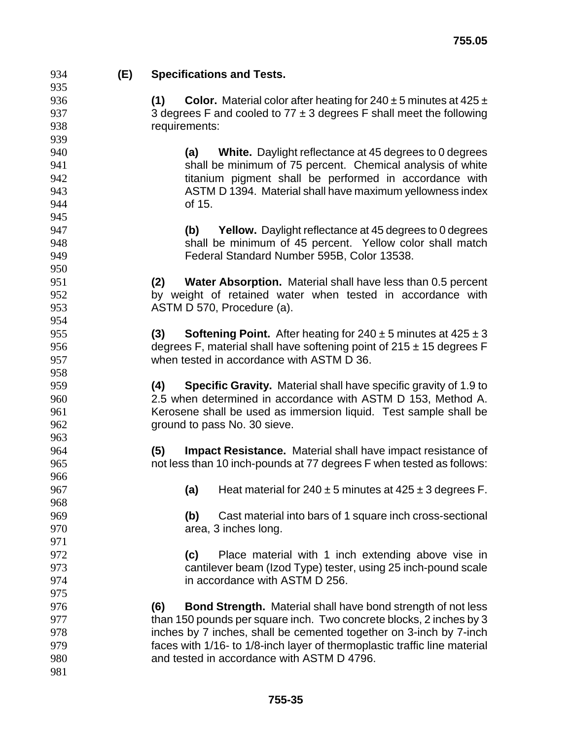**(E) Specifications and Tests.**

**(1) Color.** Material color after heating for 240 ± 5 minutes at 425 ± 3 degrees F and cooled to 77 ± 3 degrees F shall meet the following requirements:

**(a) White.** Daylight reflectance at 45 degrees to 0 degrees shall be minimum of 75 percent. Chemical analysis of white titanium pigment shall be performed in accordance with ASTM D 1394. Material shall have maximum yellowness index of 15.

**(b) Yellow.** Daylight reflectance at 45 degrees to 0 degrees shall be minimum of 45 percent. Yellow color shall match Federal Standard Number 595B, Color 13538.

**(2) Water Absorption.** Material shall have less than 0.5 percent by weight of retained water when tested in accordance with ASTM D 570, Procedure (a).

**(3) Softening Point.** After heating for 240 ± 5 minutes at 425 ± 3 degrees F, material shall have softening point of 215 ± 15 degrees F when tested in accordance with ASTM D 36.

**(4) Specific Gravity.** Material shall have specific gravity of 1.9 to 2.5 when determined in accordance with ASTM D 153, Method A. Kerosene shall be used as immersion liquid. Test sample shall be ground to pass No. 30 sieve.

**(5) Impact Resistance.** Material shall have impact resistance of not less than 10 inch-pounds at 77 degrees F when tested as follows:

**(a)** Heat material for 240 ± 5 minutes at 425 ± 3 degrees F.

**(b)** Cast material into bars of 1 square inch cross-sectional area, 3 inches long.

**(c)** Place material with 1 inch extending above vise in cantilever beam (Izod Type) tester, using 25 inch-pound scale in accordance with ASTM D 256.

**(6) Bond Strength.** Material shall have bond strength of not less than 150 pounds per square inch. Two concrete blocks, 2 inches by 3 inches by 7 inches, shall be cemented together on 3-inch by 7-inch faces with 1/16- to 1/8-inch layer of thermoplastic traffic line material and tested in accordance with ASTM D 4796.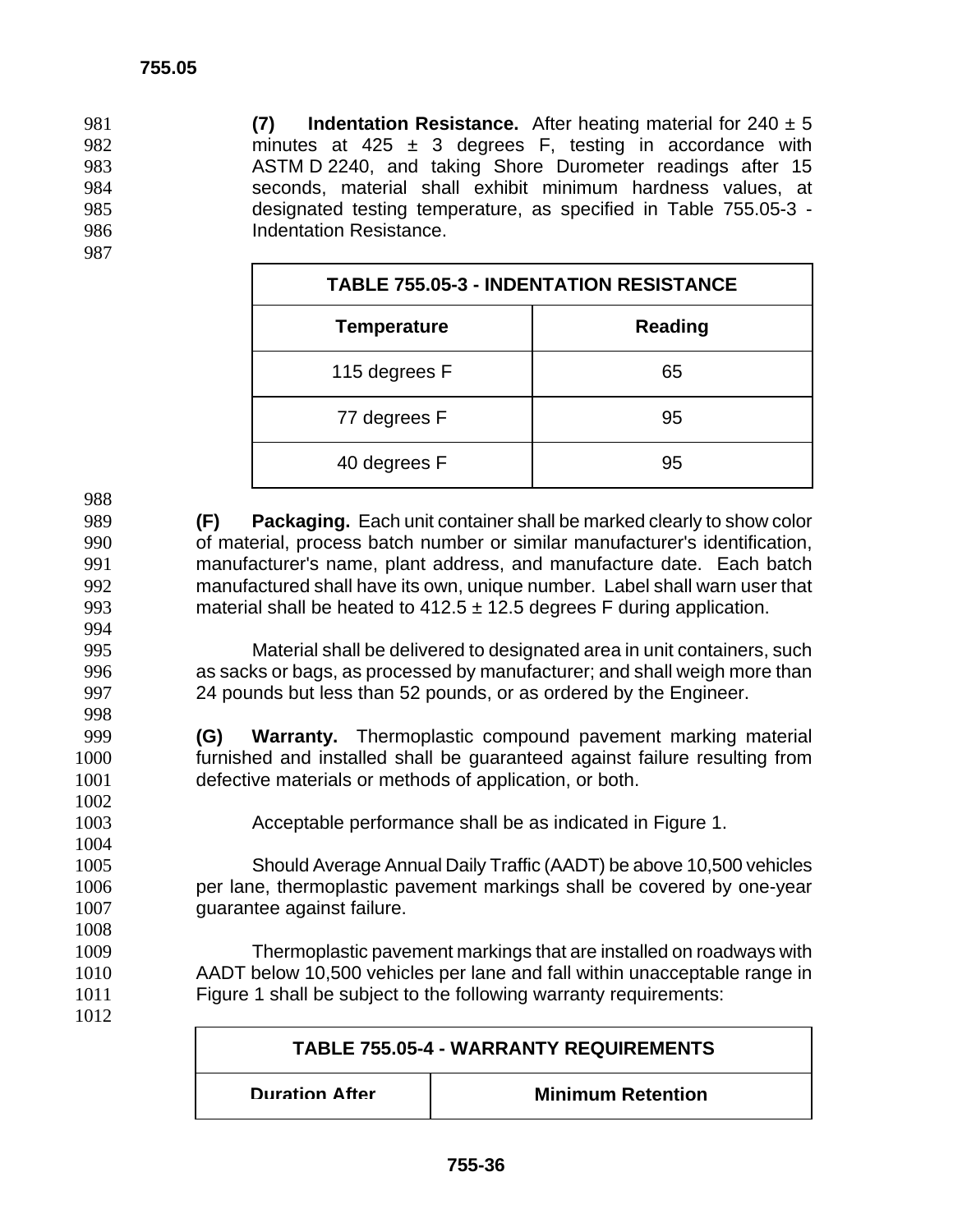**(7) Indentation Resistance.** After heating material for 240 ± 5 minutes at 425 ± 3 degrees F, testing in accordance with ASTM D 2240, and taking Shore Durometer readings after 15 seconds, material shall exhibit minimum hardness values, at designated testing temperature, as specified in Table 755.05-3 - Indentation Resistance.

| TABLE 755.05-3 - INDENTATION RESISTANCE | |
|---|---|
| **Temperature** | **Reading** |
| 115 degrees F | 65 |
| 77 degrees F | 95 |
| 40 degrees F | 95 |

**(F) Packaging.** Each unit container shall be marked clearly to show color of material, process batch number or similar manufacturer's identification, manufacturer's name, plant address, and manufacture date. Each batch manufactured shall have its own, unique number. Label shall warn user that material shall be heated to 412.5 ± 12.5 degrees F during application.

Material shall be delivered to designated area in unit containers, such as sacks or bags, as processed by manufacturer; and shall weigh more than 24 pounds but less than 52 pounds, or as ordered by the Engineer.

**(G) Warranty.** Thermoplastic compound pavement marking material furnished and installed shall be guaranteed against failure resulting from defective materials or methods of application, or both.

Acceptable performance shall be as indicated in Figure 1.

Should Average Annual Daily Traffic (AADT) be above 10,500 vehicles per lane, thermoplastic pavement markings shall be covered by one-year guarantee against failure.

Thermoplastic pavement markings that are installed on roadways with AADT below 10,500 vehicles per lane and fall within unacceptable range in Figure 1 shall be subject to the following warranty requirements:

| TABLE 755.05-4 - WARRANTY REQUIREMENTS | |
|---|---|
| **Duration After** | **Minimum Retention** |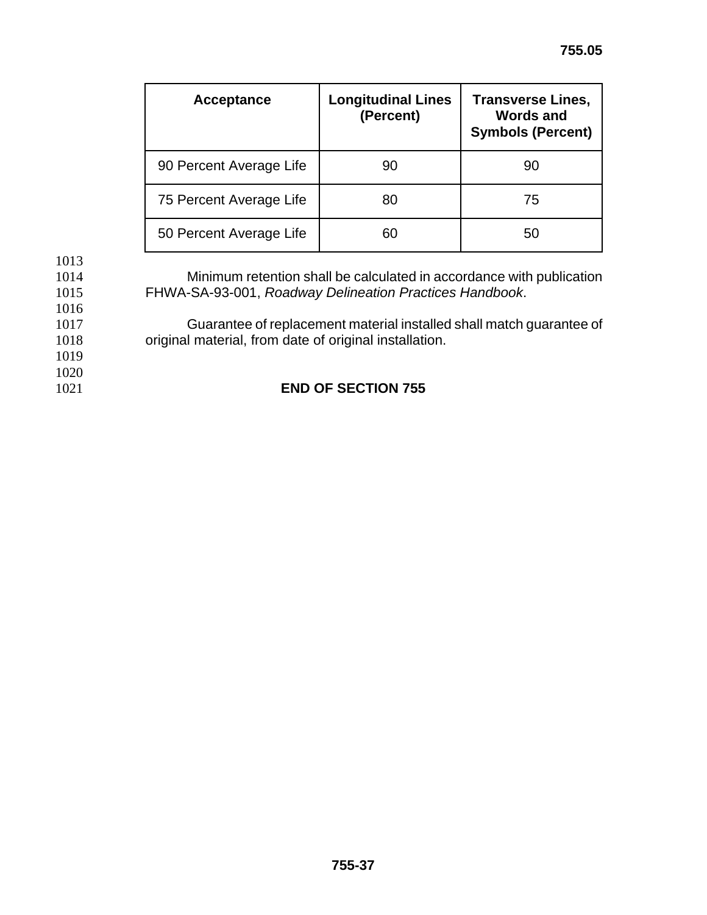| Acceptance | Longitudinal Lines (Percent) | Transverse Lines, Words and Symbols (Percent) |
|---|---|---|
| 90 Percent Average Life | 90 | 90 |
| 75 Percent Average Life | 80 | 75 |
| 50 Percent Average Life | 60 | 50 |

Minimum retention shall be calculated in accordance with publication FHWA-SA-93-001, *Roadway Delineation Practices Handbook*.

Guarantee of replacement material installed shall match guarantee of original material, from date of original installation.

**END OF SECTION 755**